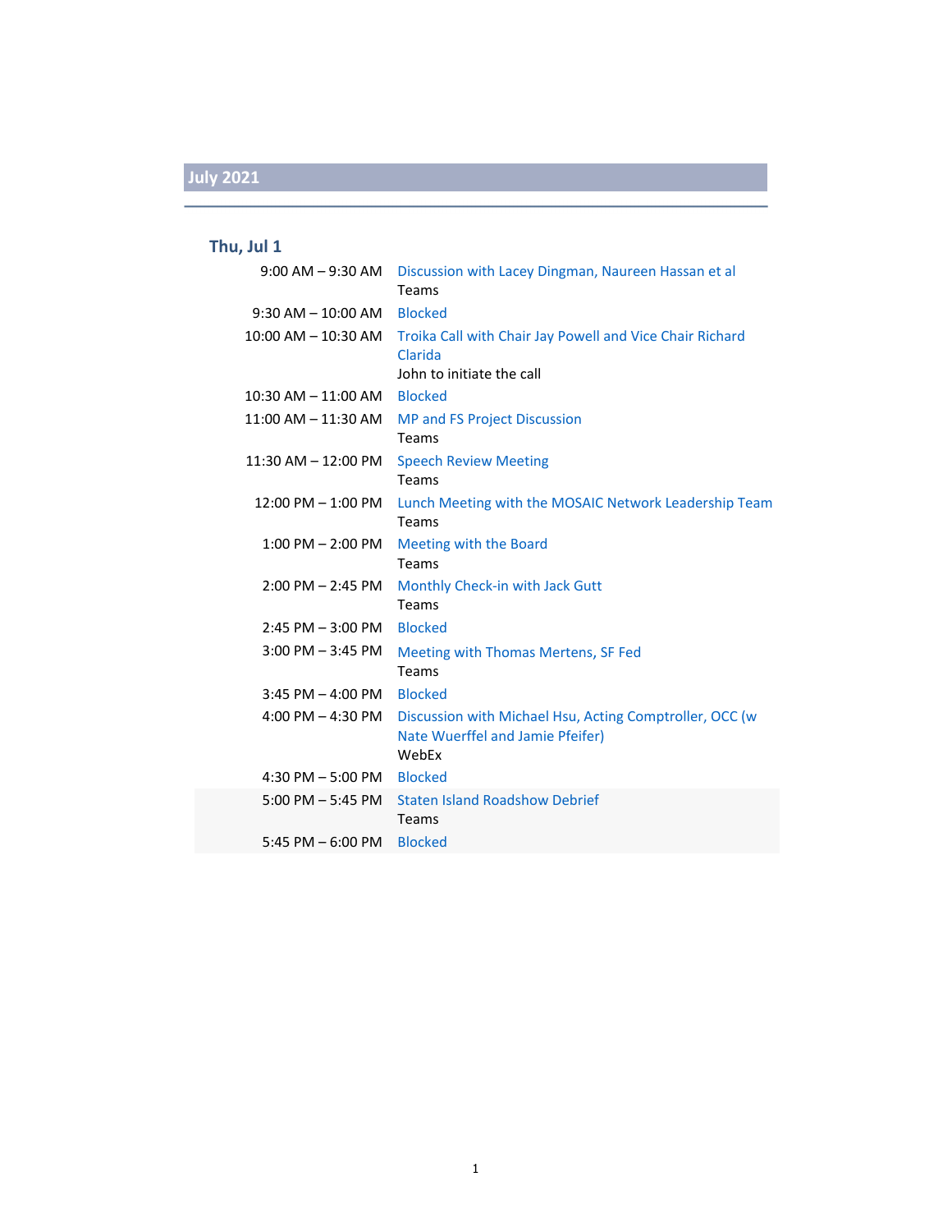# July 2021

## Thu, Jul 1

| Time | Event |
|---|---|
| 9:00 AM – 9:30 AM | Discussion with Lacey Dingman, Naureen Hassan et al<br>Teams |
| 9:30 AM – 10:00 AM | Blocked |
| 10:00 AM – 10:30 AM | Troika Call with Chair Jay Powell and Vice Chair Richard Clarida<br>John to initiate the call |
| 10:30 AM – 11:00 AM | Blocked |
| 11:00 AM – 11:30 AM | MP and FS Project Discussion<br>Teams |
| 11:30 AM – 12:00 PM | Speech Review Meeting<br>Teams |
| 12:00 PM – 1:00 PM | Lunch Meeting with the MOSAIC Network Leadership Team<br>Teams |
| 1:00 PM – 2:00 PM | Meeting with the Board<br>Teams |
| 2:00 PM – 2:45 PM | Monthly Check-in with Jack Gutt<br>Teams |
| 2:45 PM – 3:00 PM | Blocked |
| 3:00 PM – 3:45 PM | Meeting with Thomas Mertens, SF Fed<br>Teams |
| 3:45 PM – 4:00 PM | Blocked |
| 4:00 PM – 4:30 PM | Discussion with Michael Hsu, Acting Comptroller, OCC (w Nate Wuerffel and Jamie Pfeifer)<br>WebEx |
| 4:30 PM – 5:00 PM | Blocked |
| 5:00 PM – 5:45 PM | Staten Island Roadshow Debrief<br>Teams |
| 5:45 PM – 6:00 PM | Blocked |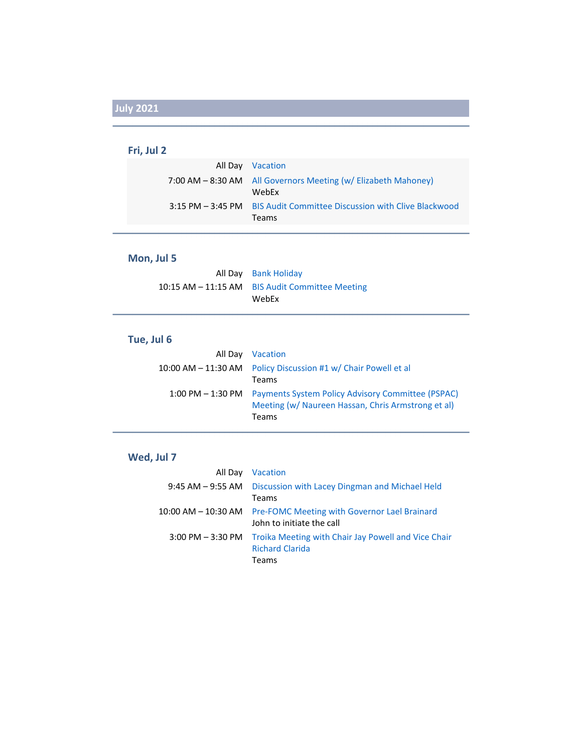## July 2021

### Fri, Jul 2

| | |
|---|---|
| All Day | Vacation |
| 7:00 AM – 8:30 AM | All Governors Meeting (w/ Elizabeth Mahoney)<br>WebEx |
| 3:15 PM – 3:45 PM | BIS Audit Committee Discussion with Clive Blackwood<br>Teams |

### Mon, Jul 5

| | |
|---|---|
| All Day | Bank Holiday |
| 10:15 AM – 11:15 AM | BIS Audit Committee Meeting<br>WebEx |

### Tue, Jul 6

| | |
|---|---|
| All Day | Vacation |
| 10:00 AM – 11:30 AM | Policy Discussion #1 w/ Chair Powell et al<br>Teams |
| 1:00 PM – 1:30 PM | Payments System Policy Advisory Committee (PSPAC) Meeting (w/ Naureen Hassan, Chris Armstrong et al)<br>Teams |

### Wed, Jul 7

| | |
|---|---|
| All Day | Vacation |
| 9:45 AM – 9:55 AM | Discussion with Lacey Dingman and Michael Held<br>Teams |
| 10:00 AM – 10:30 AM | Pre-FOMC Meeting with Governor Lael Brainard<br>John to initiate the call |
| 3:00 PM – 3:30 PM | Troika Meeting with Chair Jay Powell and Vice Chair Richard Clarida<br>Teams |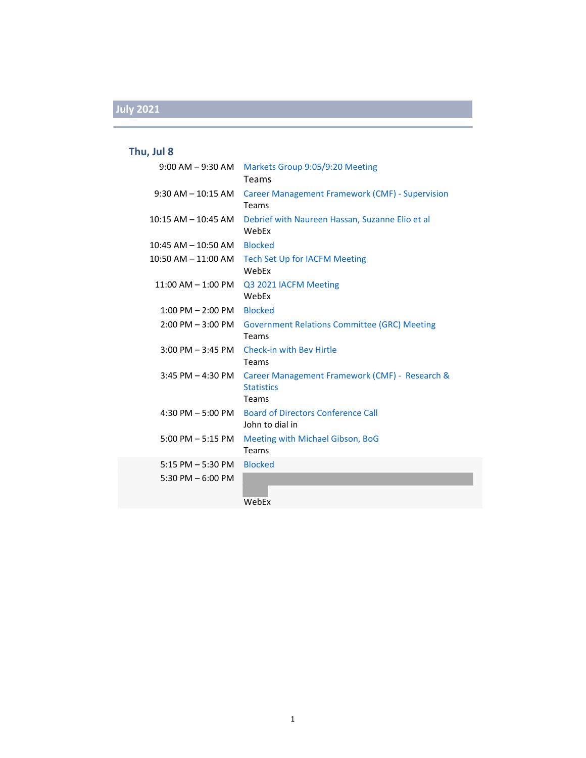## July 2021

### Thu, Jul 8

| | |
|---|---|
| 9:00 AM – 9:30 AM | Markets Group 9:05/9:20 Meeting<br>Teams |
| 9:30 AM – 10:15 AM | Career Management Framework (CMF) - Supervision<br>Teams |
| 10:15 AM – 10:45 AM | Debrief with Naureen Hassan, Suzanne Elio et al<br>WebEx |
| 10:45 AM – 10:50 AM | Blocked |
| 10:50 AM – 11:00 AM | Tech Set Up for IACFM Meeting<br>WebEx |
| 11:00 AM – 1:00 PM | Q3 2021 IACFM Meeting<br>WebEx |
| 1:00 PM – 2:00 PM | Blocked |
| 2:00 PM – 3:00 PM | Government Relations Committee (GRC) Meeting<br>Teams |
| 3:00 PM – 3:45 PM | Check-in with Bev Hirtle<br>Teams |
| 3:45 PM – 4:30 PM | Career Management Framework (CMF) - Research & Statistics<br>Teams |
| 4:30 PM – 5:00 PM | Board of Directors Conference Call<br>John to dial in |
| 5:00 PM – 5:15 PM | Meeting with Michael Gibson, BoG<br>Teams |
| 5:15 PM – 5:30 PM | Blocked |
| 5:30 PM – 6:00 PM | WebEx |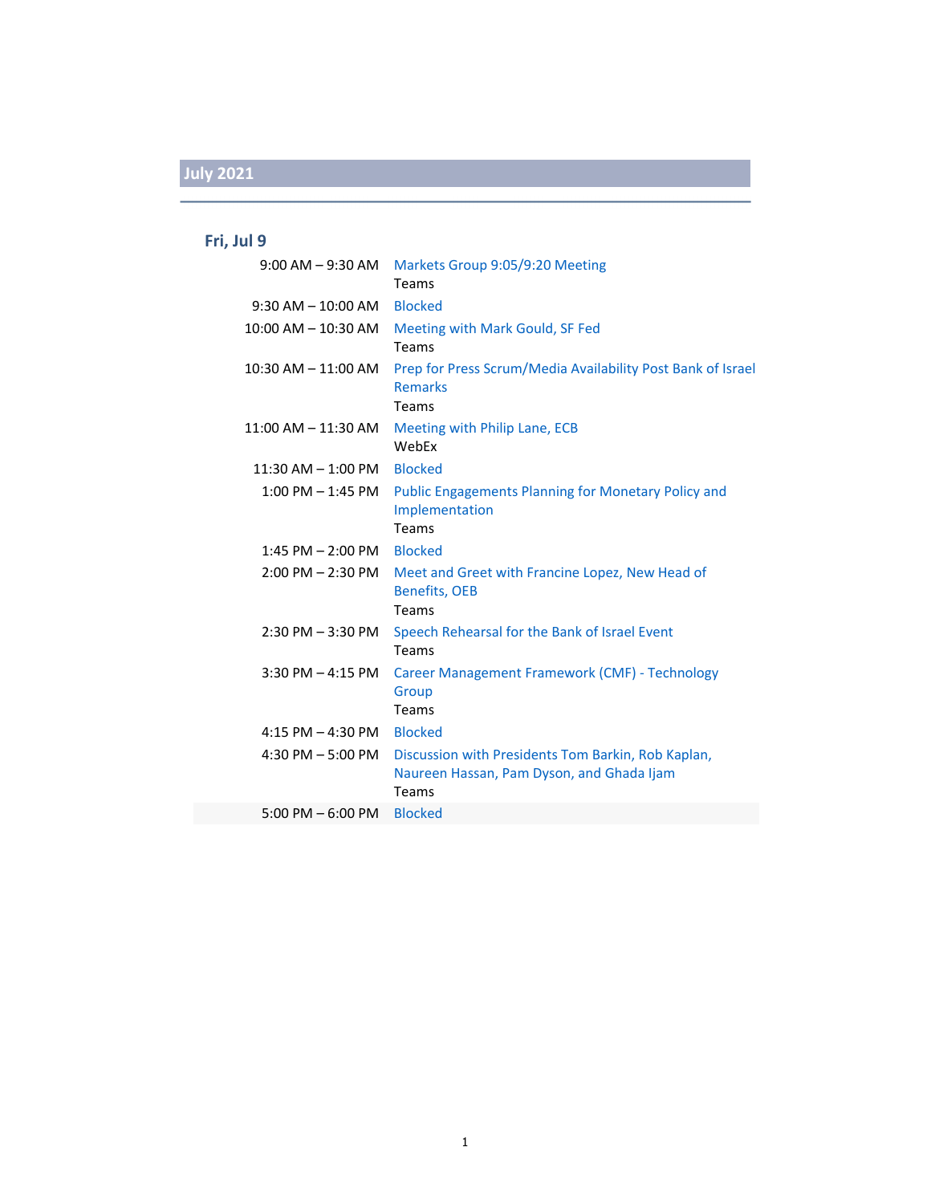## July 2021

### Fri, Jul 9

| Time | Event |
|---|---|
| 9:00 AM – 9:30 AM | Markets Group 9:05/9:20 Meeting<br>Teams |
| 9:30 AM – 10:00 AM | Blocked |
| 10:00 AM – 10:30 AM | Meeting with Mark Gould, SF Fed<br>Teams |
| 10:30 AM – 11:00 AM | Prep for Press Scrum/Media Availability Post Bank of Israel Remarks<br>Teams |
| 11:00 AM – 11:30 AM | Meeting with Philip Lane, ECB<br>WebEx |
| 11:30 AM – 1:00 PM | Blocked |
| 1:00 PM – 1:45 PM | Public Engagements Planning for Monetary Policy and Implementation<br>Teams |
| 1:45 PM – 2:00 PM | Blocked |
| 2:00 PM – 2:30 PM | Meet and Greet with Francine Lopez, New Head of Benefits, OEB<br>Teams |
| 2:30 PM – 3:30 PM | Speech Rehearsal for the Bank of Israel Event<br>Teams |
| 3:30 PM – 4:15 PM | Career Management Framework (CMF) - Technology Group<br>Teams |
| 4:15 PM – 4:30 PM | Blocked |
| 4:30 PM – 5:00 PM | Discussion with Presidents Tom Barkin, Rob Kaplan, Naureen Hassan, Pam Dyson, and Ghada Ijam<br>Teams |
| 5:00 PM – 6:00 PM | Blocked |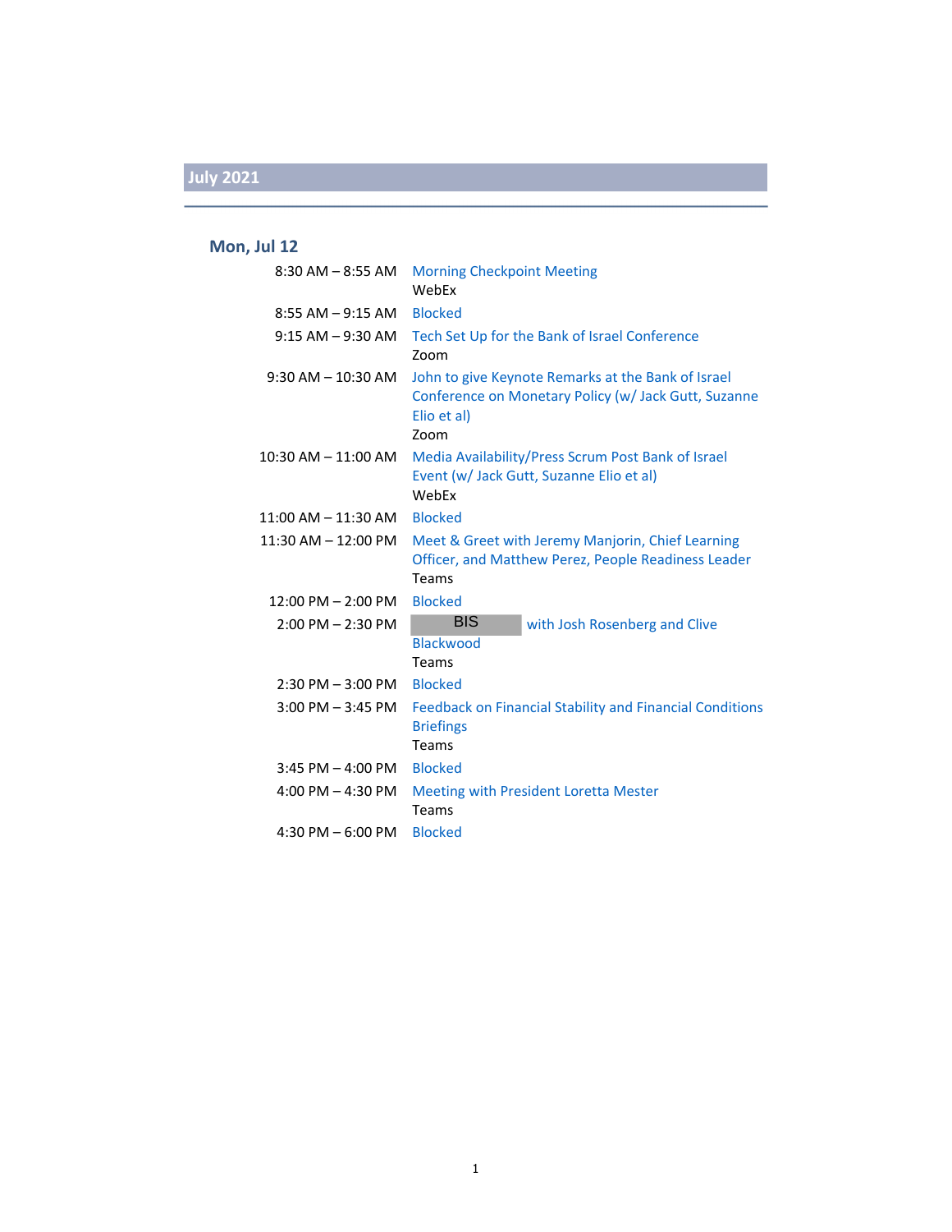## July 2021

### Mon, Jul 12

| | |
|---|---|
| 8:30 AM – 8:55 AM | Morning Checkpoint Meeting<br>WebEx |
| 8:55 AM – 9:15 AM | Blocked |
| 9:15 AM – 9:30 AM | Tech Set Up for the Bank of Israel Conference<br>Zoom |
| 9:30 AM – 10:30 AM | John to give Keynote Remarks at the Bank of Israel Conference on Monetary Policy (w/ Jack Gutt, Suzanne Elio et al)<br>Zoom |
| 10:30 AM – 11:00 AM | Media Availability/Press Scrum Post Bank of Israel Event (w/ Jack Gutt, Suzanne Elio et al)<br>WebEx |
| 11:00 AM – 11:30 AM | Blocked |
| 11:30 AM – 12:00 PM | Meet & Greet with Jeremy Manjorin, Chief Learning Officer, and Matthew Perez, People Readiness Leader<br>Teams |
| 12:00 PM – 2:00 PM | Blocked |
| 2:00 PM – 2:30 PM | BIS with Josh Rosenberg and Clive Blackwood<br>Teams |
| 2:30 PM – 3:00 PM | Blocked |
| 3:00 PM – 3:45 PM | Feedback on Financial Stability and Financial Conditions Briefings<br>Teams |
| 3:45 PM – 4:00 PM | Blocked |
| 4:00 PM – 4:30 PM | Meeting with President Loretta Mester<br>Teams |
| 4:30 PM – 6:00 PM | Blocked |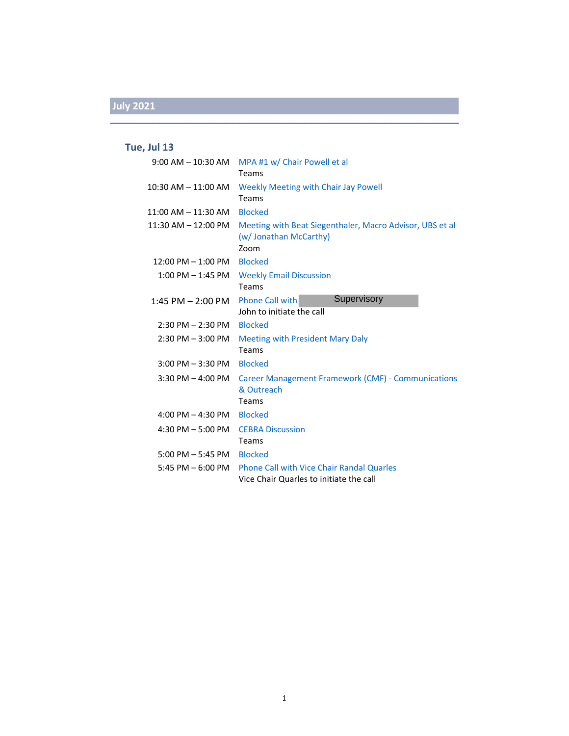## July 2021

### Tue, Jul 13

| | |
|---|---|
| 9:00 AM – 10:30 AM | MPA #1 w/ Chair Powell et al<br>Teams |
| 10:30 AM – 11:00 AM | Weekly Meeting with Chair Jay Powell<br>Teams |
| 11:00 AM – 11:30 AM | Blocked |
| 11:30 AM – 12:00 PM | Meeting with Beat Siegenthaler, Macro Advisor, UBS et al (w/ Jonathan McCarthy)<br>Zoom |
| 12:00 PM – 1:00 PM | Blocked |
| 1:00 PM – 1:45 PM | Weekly Email Discussion<br>Teams |
| 1:45 PM – 2:00 PM | Phone Call with Supervisory<br>John to initiate the call |
| 2:30 PM – 2:30 PM | Blocked |
| 2:30 PM – 3:00 PM | Meeting with President Mary Daly<br>Teams |
| 3:00 PM – 3:30 PM | Blocked |
| 3:30 PM – 4:00 PM | Career Management Framework (CMF) - Communications & Outreach<br>Teams |
| 4:00 PM – 4:30 PM | Blocked |
| 4:30 PM – 5:00 PM | CEBRA Discussion<br>Teams |
| 5:00 PM – 5:45 PM | Blocked |
| 5:45 PM – 6:00 PM | Phone Call with Vice Chair Randal Quarles<br>Vice Chair Quarles to initiate the call |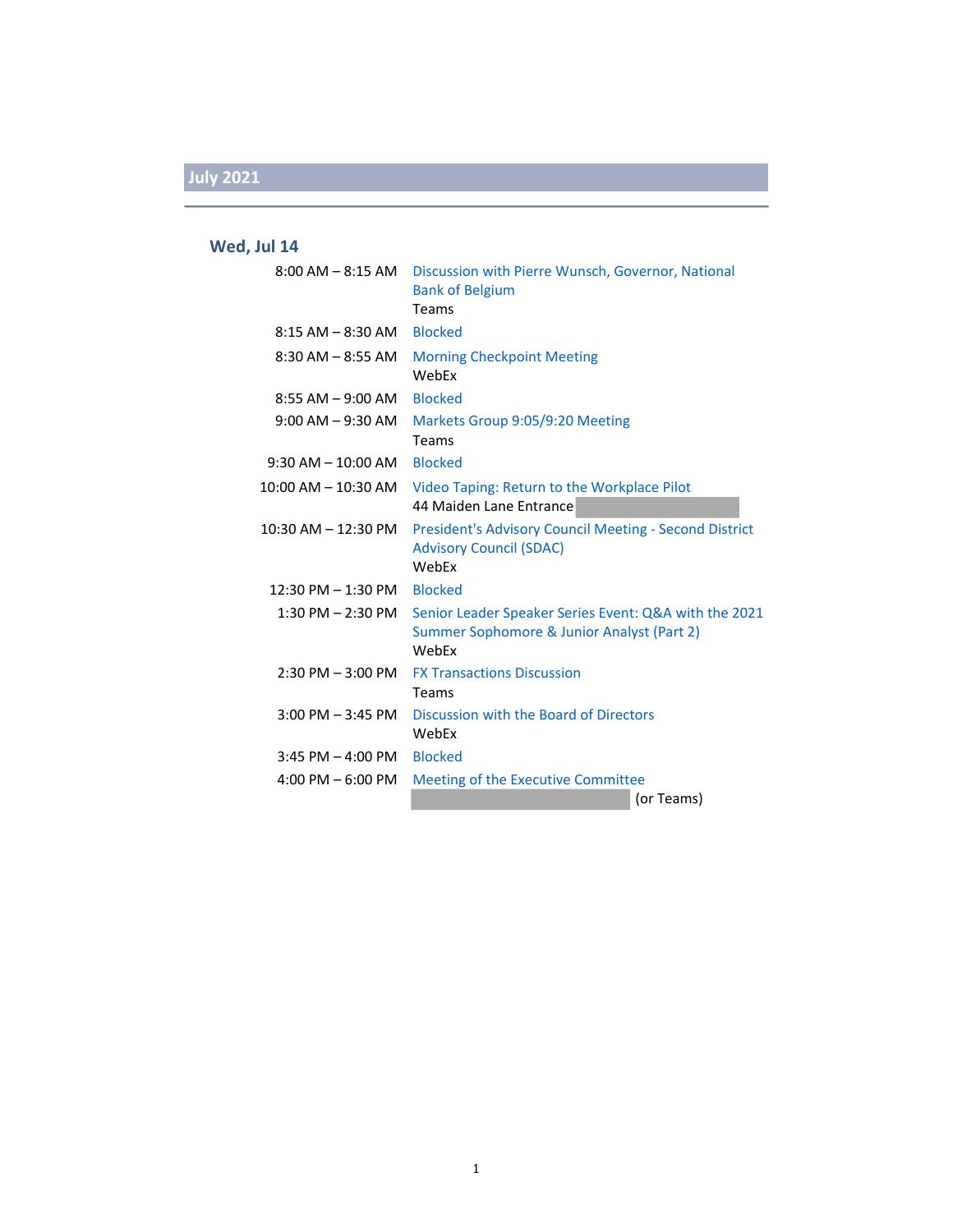## July 2021

### Wed, Jul 14

| | |
|---|---|
| 8:00 AM – 8:15 AM | Discussion with Pierre Wunsch, Governor, National Bank of Belgium<br>Teams |
| 8:15 AM – 8:30 AM | Blocked |
| 8:30 AM – 8:55 AM | Morning Checkpoint Meeting<br>WebEx |
| 8:55 AM – 9:00 AM | Blocked |
| 9:00 AM – 9:30 AM | Markets Group 9:05/9:20 Meeting<br>Teams |
| 9:30 AM – 10:00 AM | Blocked |
| 10:00 AM – 10:30 AM | Video Taping: Return to the Workplace Pilot<br>44 Maiden Lane Entrance |
| 10:30 AM – 12:30 PM | President's Advisory Council Meeting - Second District Advisory Council (SDAC)<br>WebEx |
| 12:30 PM – 1:30 PM | Blocked |
| 1:30 PM – 2:30 PM | Senior Leader Speaker Series Event: Q&A with the 2021 Summer Sophomore & Junior Analyst (Part 2)<br>WebEx |
| 2:30 PM – 3:00 PM | FX Transactions Discussion<br>Teams |
| 3:00 PM – 3:45 PM | Discussion with the Board of Directors<br>WebEx |
| 3:45 PM – 4:00 PM | Blocked |
| 4:00 PM – 6:00 PM | Meeting of the Executive Committee<br>(or Teams) |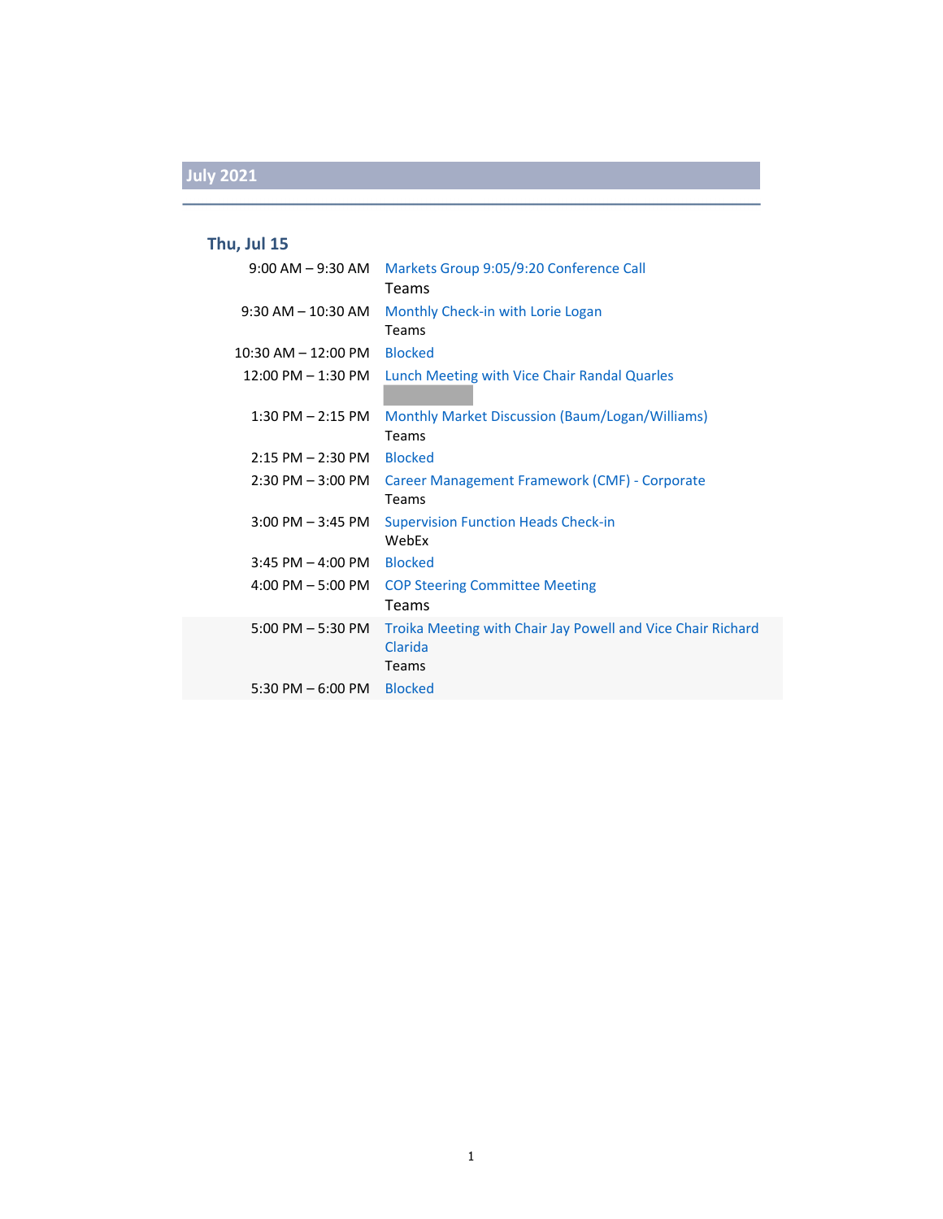## July 2021

### Thu, Jul 15

| Time | Event |
|---|---|
| 9:00 AM – 9:30 AM | Markets Group 9:05/9:20 Conference Call<br>Teams |
| 9:30 AM – 10:30 AM | Monthly Check-in with Lorie Logan<br>Teams |
| 10:30 AM – 12:00 PM | Blocked |
| 12:00 PM – 1:30 PM | Lunch Meeting with Vice Chair Randal Quarles |
| 1:30 PM – 2:15 PM | Monthly Market Discussion (Baum/Logan/Williams)<br>Teams |
| 2:15 PM – 2:30 PM | Blocked |
| 2:30 PM – 3:00 PM | Career Management Framework (CMF) - Corporate<br>Teams |
| 3:00 PM – 3:45 PM | Supervision Function Heads Check-in<br>WebEx |
| 3:45 PM – 4:00 PM | Blocked |
| 4:00 PM – 5:00 PM | COP Steering Committee Meeting<br>Teams |
| 5:00 PM – 5:30 PM | Troika Meeting with Chair Jay Powell and Vice Chair Richard Clarida<br>Teams |
| 5:30 PM – 6:00 PM | Blocked |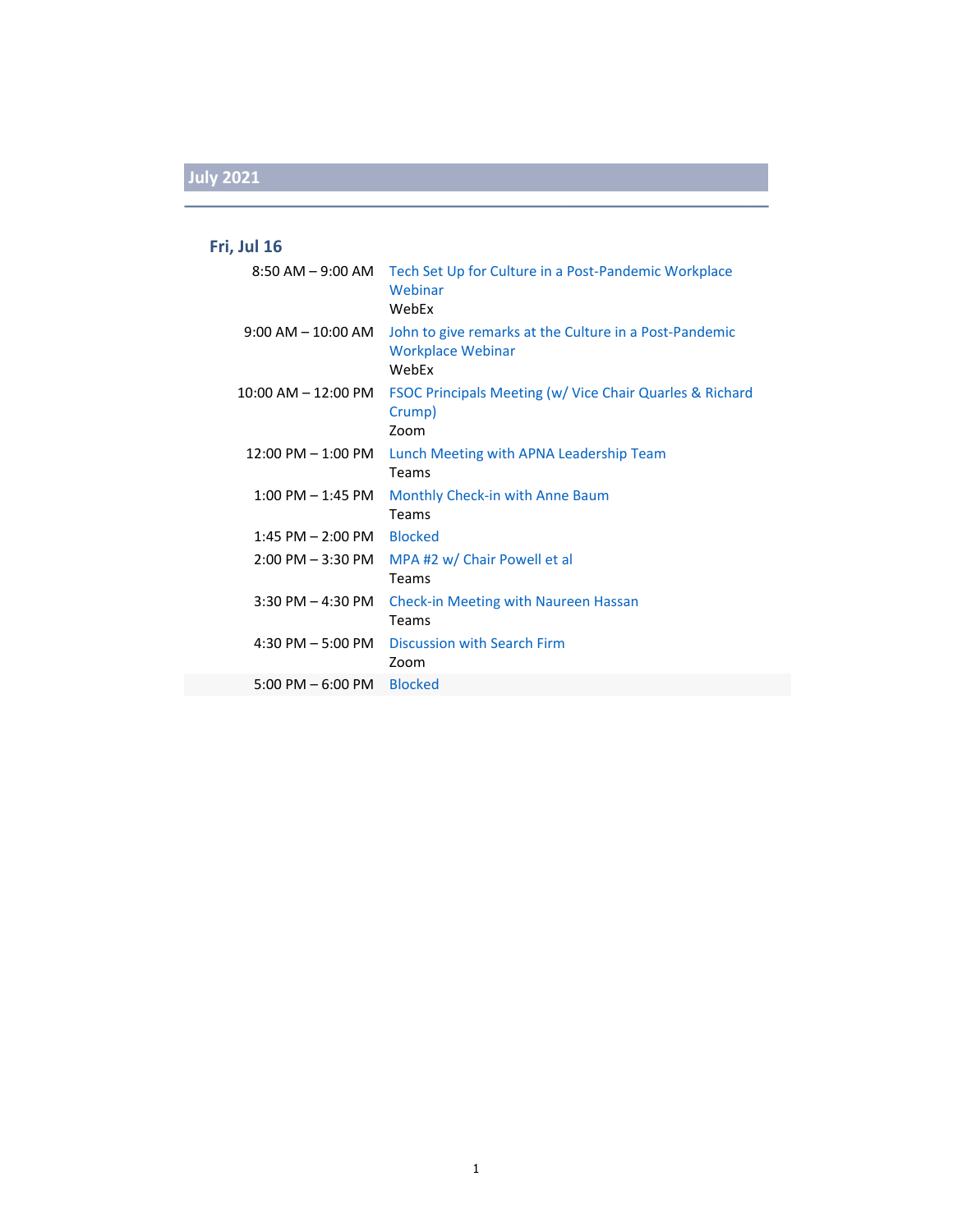## July 2021

### Fri, Jul 16

| Time | Event |
|---|---|
| 8:50 AM – 9:00 AM | Tech Set Up for Culture in a Post-Pandemic Workplace Webinar<br>WebEx |
| 9:00 AM – 10:00 AM | John to give remarks at the Culture in a Post-Pandemic Workplace Webinar<br>WebEx |
| 10:00 AM – 12:00 PM | FSOC Principals Meeting (w/ Vice Chair Quarles & Richard Crump)<br>Zoom |
| 12:00 PM – 1:00 PM | Lunch Meeting with APNA Leadership Team<br>Teams |
| 1:00 PM – 1:45 PM | Monthly Check-in with Anne Baum<br>Teams |
| 1:45 PM – 2:00 PM | Blocked |
| 2:00 PM – 3:30 PM | MPA #2 w/ Chair Powell et al<br>Teams |
| 3:30 PM – 4:30 PM | Check-in Meeting with Naureen Hassan<br>Teams |
| 4:30 PM – 5:00 PM | Discussion with Search Firm<br>Zoom |
| 5:00 PM – 6:00 PM | Blocked |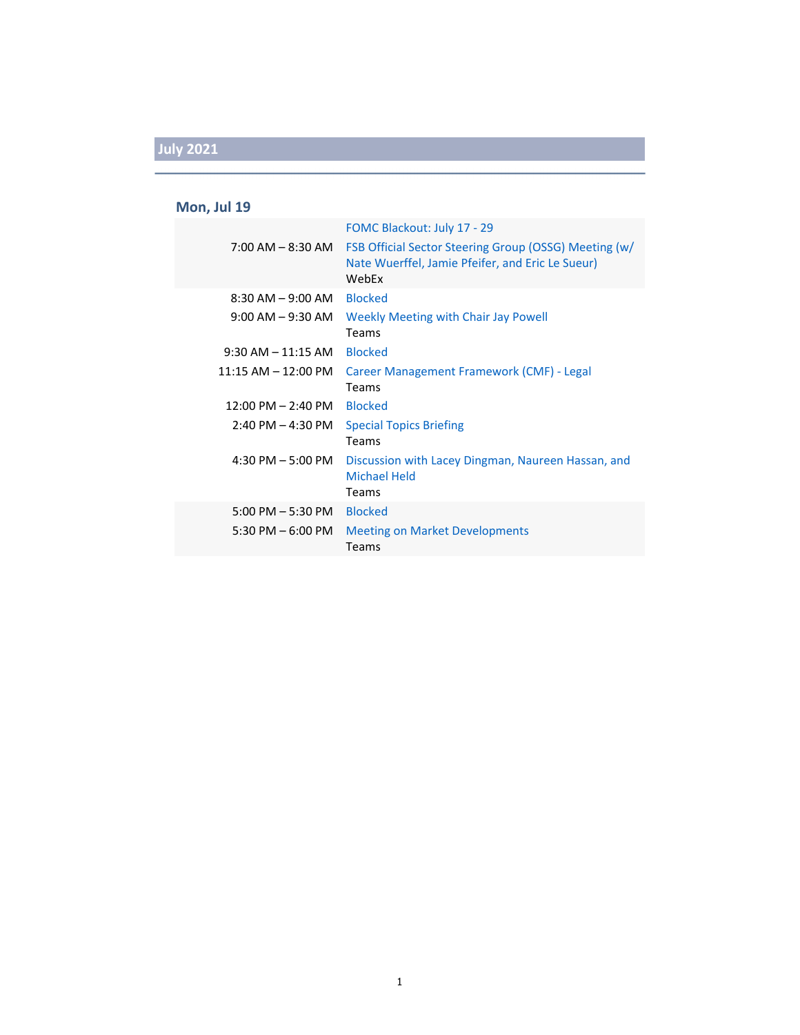## July 2021

### Mon, Jul 19

| | |
|---|---|
| | FOMC Blackout: July 17 - 29 |
| 7:00 AM – 8:30 AM | FSB Official Sector Steering Group (OSSG) Meeting (w/ Nate Wuerffel, Jamie Pfeifer, and Eric Le Sueur)<br>WebEx |
| 8:30 AM – 9:00 AM | Blocked |
| 9:00 AM – 9:30 AM | Weekly Meeting with Chair Jay Powell<br>Teams |
| 9:30 AM – 11:15 AM | Blocked |
| 11:15 AM – 12:00 PM | Career Management Framework (CMF) - Legal<br>Teams |
| 12:00 PM – 2:40 PM | Blocked |
| 2:40 PM – 4:30 PM | Special Topics Briefing<br>Teams |
| 4:30 PM – 5:00 PM | Discussion with Lacey Dingman, Naureen Hassan, and Michael Held<br>Teams |
| 5:00 PM – 5:30 PM | Blocked |
| 5:30 PM – 6:00 PM | Meeting on Market Developments<br>Teams |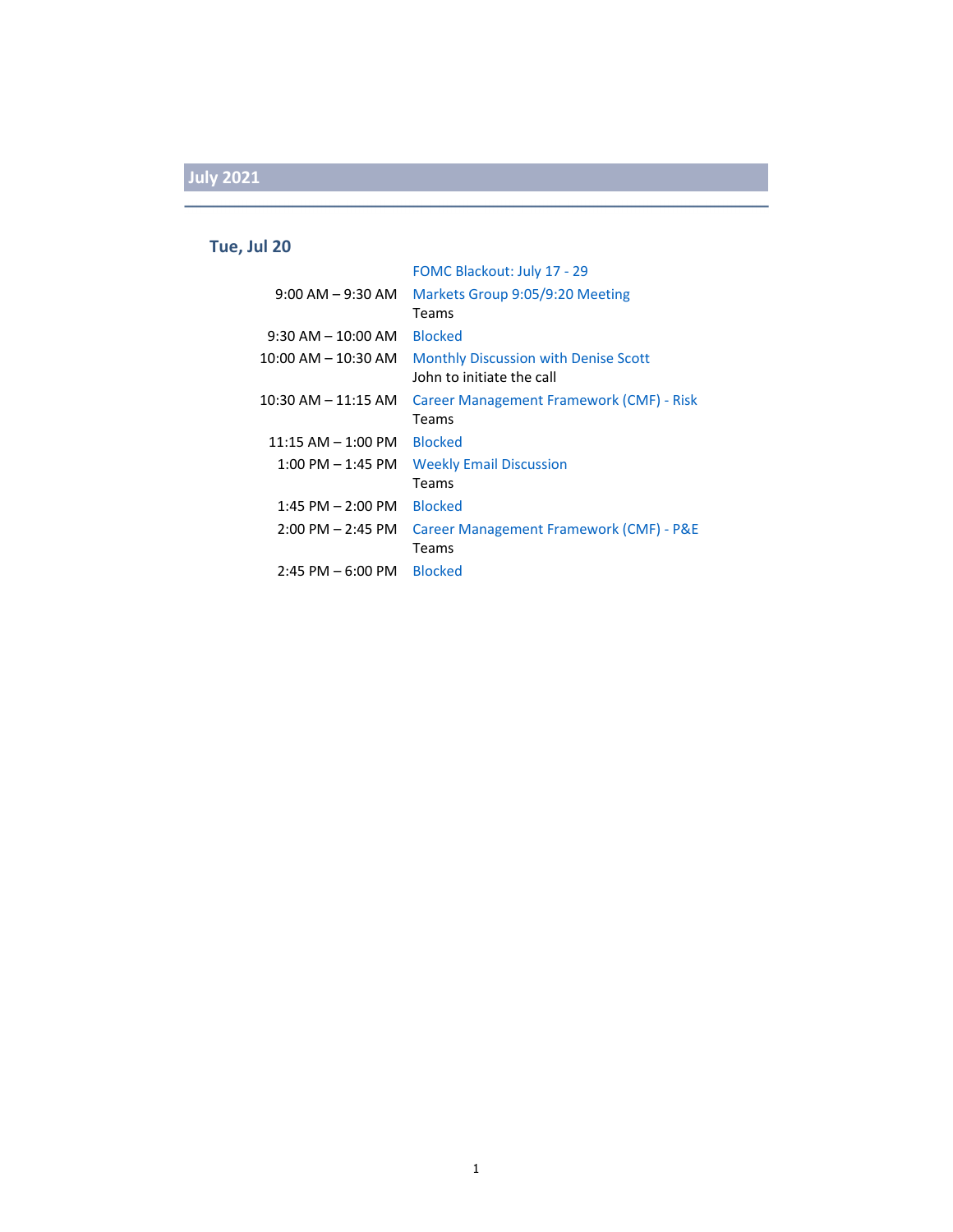## July 2021

### Tue, Jul 20

| | |
|---|---|
| | FOMC Blackout: July 17 - 29 |
| 9:00 AM – 9:30 AM | Markets Group 9:05/9:20 Meeting<br>Teams |
| 9:30 AM – 10:00 AM | Blocked |
| 10:00 AM – 10:30 AM | Monthly Discussion with Denise Scott<br>John to initiate the call |
| 10:30 AM – 11:15 AM | Career Management Framework (CMF) - Risk<br>Teams |
| 11:15 AM – 1:00 PM | Blocked |
| 1:00 PM – 1:45 PM | Weekly Email Discussion<br>Teams |
| 1:45 PM – 2:00 PM | Blocked |
| 2:00 PM – 2:45 PM | Career Management Framework (CMF) - P&E<br>Teams |
| 2:45 PM – 6:00 PM | Blocked |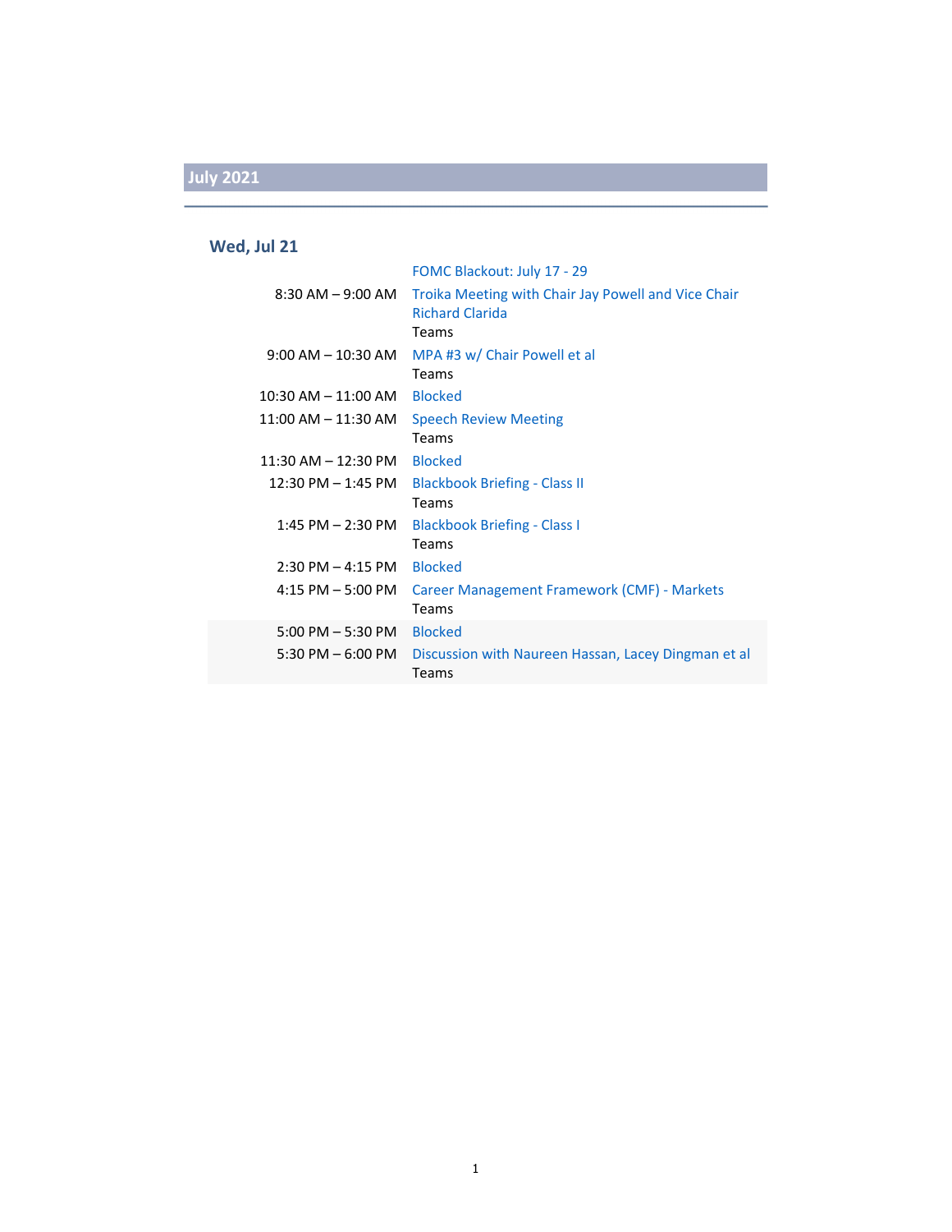## July 2021

### Wed, Jul 21

| Time | Event |
| --- | --- |
| | FOMC Blackout: July 17 - 29 |
| 8:30 AM – 9:00 AM | Troika Meeting with Chair Jay Powell and Vice Chair Richard Clarida<br>Teams |
| 9:00 AM – 10:30 AM | MPA #3 w/ Chair Powell et al<br>Teams |
| 10:30 AM – 11:00 AM | Blocked |
| 11:00 AM – 11:30 AM | Speech Review Meeting<br>Teams |
| 11:30 AM – 12:30 PM | Blocked |
| 12:30 PM – 1:45 PM | Blackbook Briefing - Class II<br>Teams |
| 1:45 PM – 2:30 PM | Blackbook Briefing - Class I<br>Teams |
| 2:30 PM – 4:15 PM | Blocked |
| 4:15 PM – 5:00 PM | Career Management Framework (CMF) - Markets<br>Teams |
| 5:00 PM – 5:30 PM | Blocked |
| 5:30 PM – 6:00 PM | Discussion with Naureen Hassan, Lacey Dingman et al<br>Teams |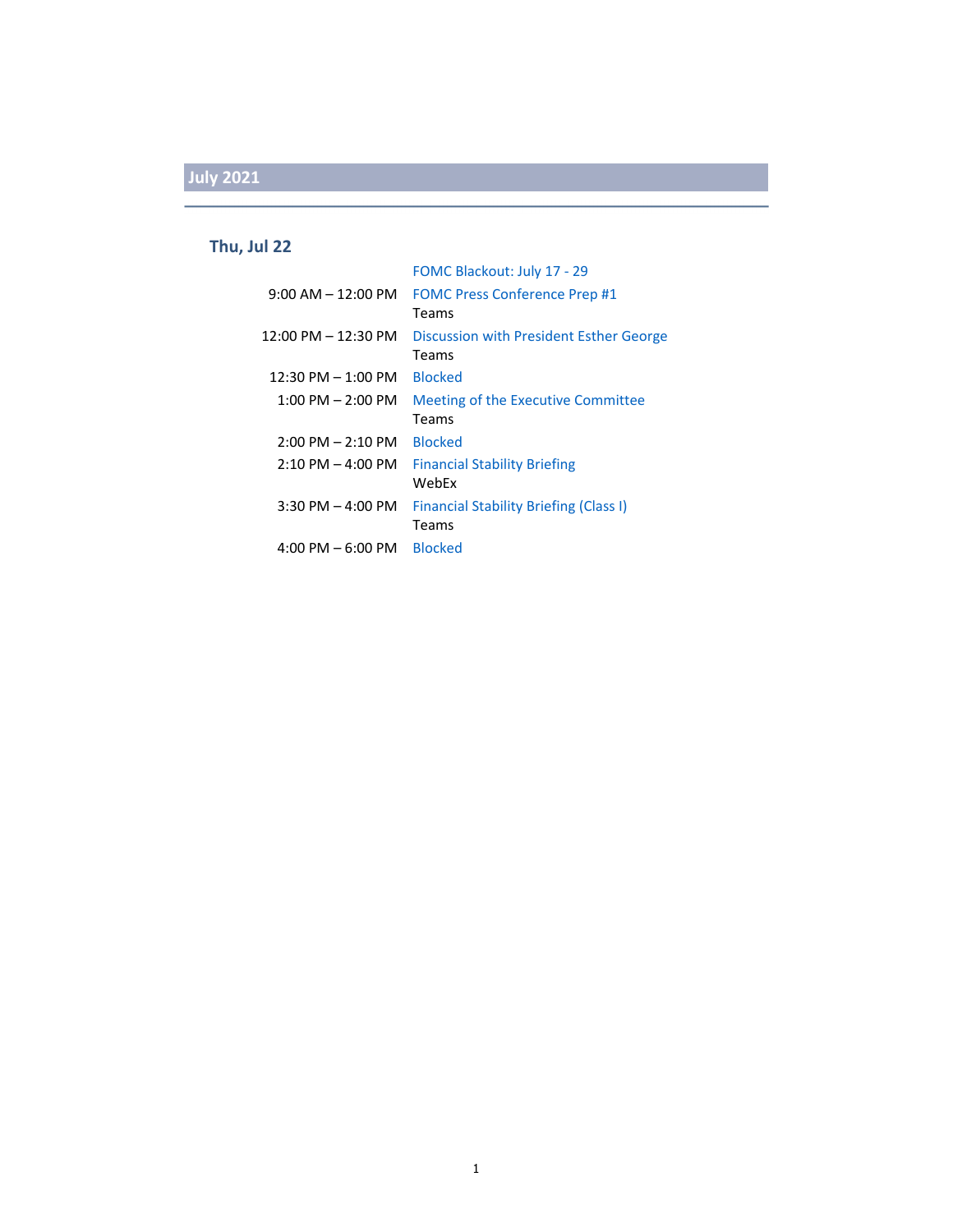## July 2021

### Thu, Jul 22

| | |
|---|---|
| | FOMC Blackout: July 17 - 29 |
| 9:00 AM – 12:00 PM | FOMC Press Conference Prep #1<br>Teams |
| 12:00 PM – 12:30 PM | Discussion with President Esther George<br>Teams |
| 12:30 PM – 1:00 PM | Blocked |
| 1:00 PM – 2:00 PM | Meeting of the Executive Committee<br>Teams |
| 2:00 PM – 2:10 PM | Blocked |
| 2:10 PM – 4:00 PM | Financial Stability Briefing<br>WebEx |
| 3:30 PM – 4:00 PM | Financial Stability Briefing (Class I)<br>Teams |
| 4:00 PM – 6:00 PM | Blocked |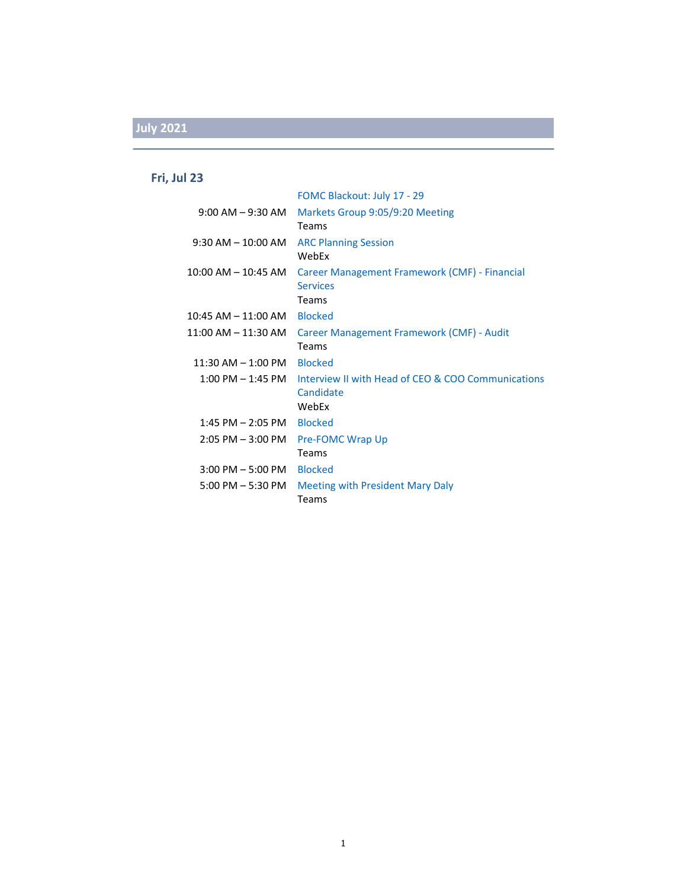## July 2021

### Fri, Jul 23

| | |
|---|---|
| | FOMC Blackout: July 17 - 29 |
| 9:00 AM – 9:30 AM | Markets Group 9:05/9:20 Meeting<br>Teams |
| 9:30 AM – 10:00 AM | ARC Planning Session<br>WebEx |
| 10:00 AM – 10:45 AM | Career Management Framework (CMF) - Financial Services<br>Teams |
| 10:45 AM – 11:00 AM | Blocked |
| 11:00 AM – 11:30 AM | Career Management Framework (CMF) - Audit<br>Teams |
| 11:30 AM – 1:00 PM | Blocked |
| 1:00 PM – 1:45 PM | Interview II with Head of CEO & COO Communications Candidate<br>WebEx |
| 1:45 PM – 2:05 PM | Blocked |
| 2:05 PM – 3:00 PM | Pre-FOMC Wrap Up<br>Teams |
| 3:00 PM – 5:00 PM | Blocked |
| 5:00 PM – 5:30 PM | Meeting with President Mary Daly<br>Teams |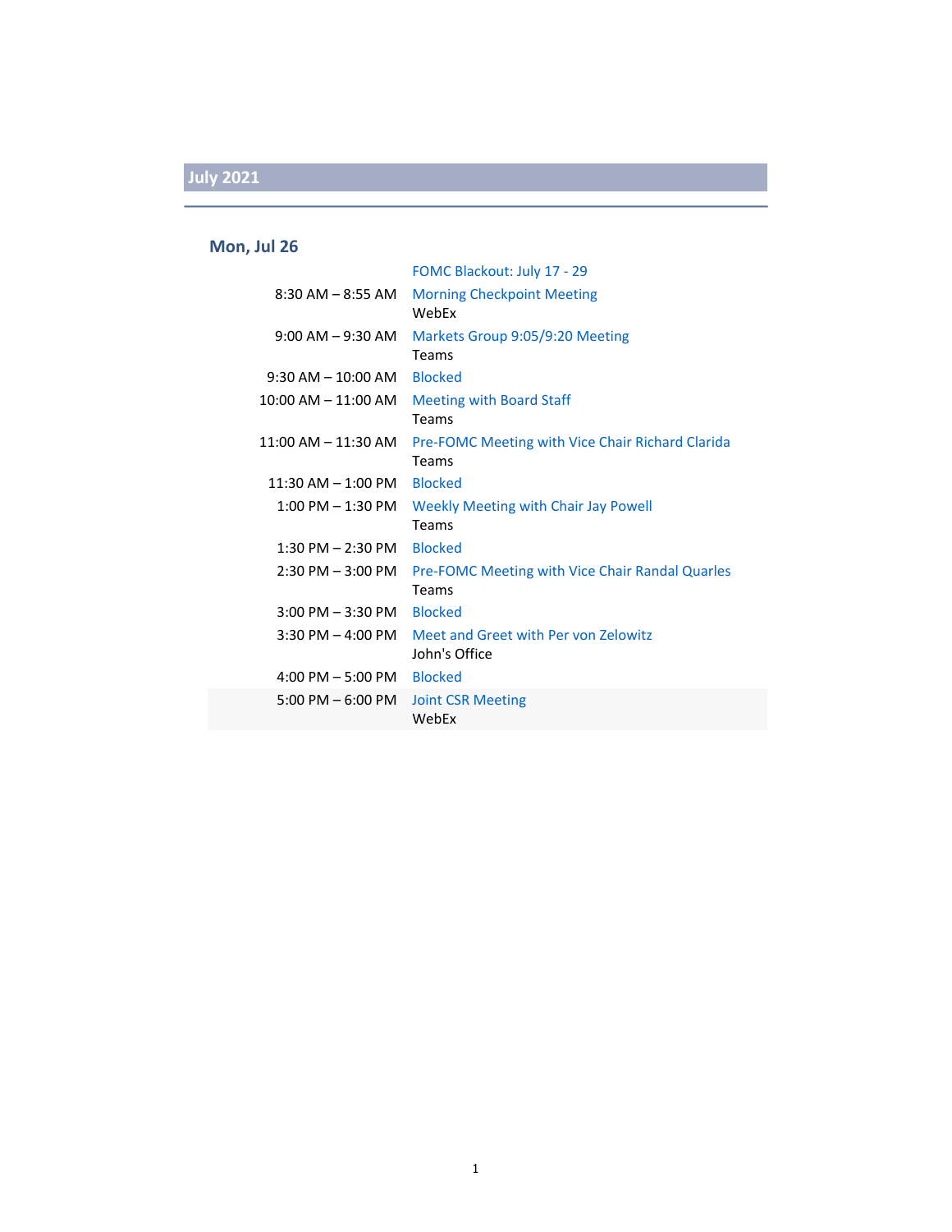## July 2021

### Mon, Jul 26

| Time | Event |
| --- | --- |
| | FOMC Blackout: July 17 - 29 |
| 8:30 AM – 8:55 AM | Morning Checkpoint Meeting<br>WebEx |
| 9:00 AM – 9:30 AM | Markets Group 9:05/9:20 Meeting<br>Teams |
| 9:30 AM – 10:00 AM | Blocked |
| 10:00 AM – 11:00 AM | Meeting with Board Staff<br>Teams |
| 11:00 AM – 11:30 AM | Pre-FOMC Meeting with Vice Chair Richard Clarida<br>Teams |
| 11:30 AM – 1:00 PM | Blocked |
| 1:00 PM – 1:30 PM | Weekly Meeting with Chair Jay Powell<br>Teams |
| 1:30 PM – 2:30 PM | Blocked |
| 2:30 PM – 3:00 PM | Pre-FOMC Meeting with Vice Chair Randal Quarles<br>Teams |
| 3:00 PM – 3:30 PM | Blocked |
| 3:30 PM – 4:00 PM | Meet and Greet with Per von Zelowitz<br>John's Office |
| 4:00 PM – 5:00 PM | Blocked |
| 5:00 PM – 6:00 PM | Joint CSR Meeting<br>WebEx |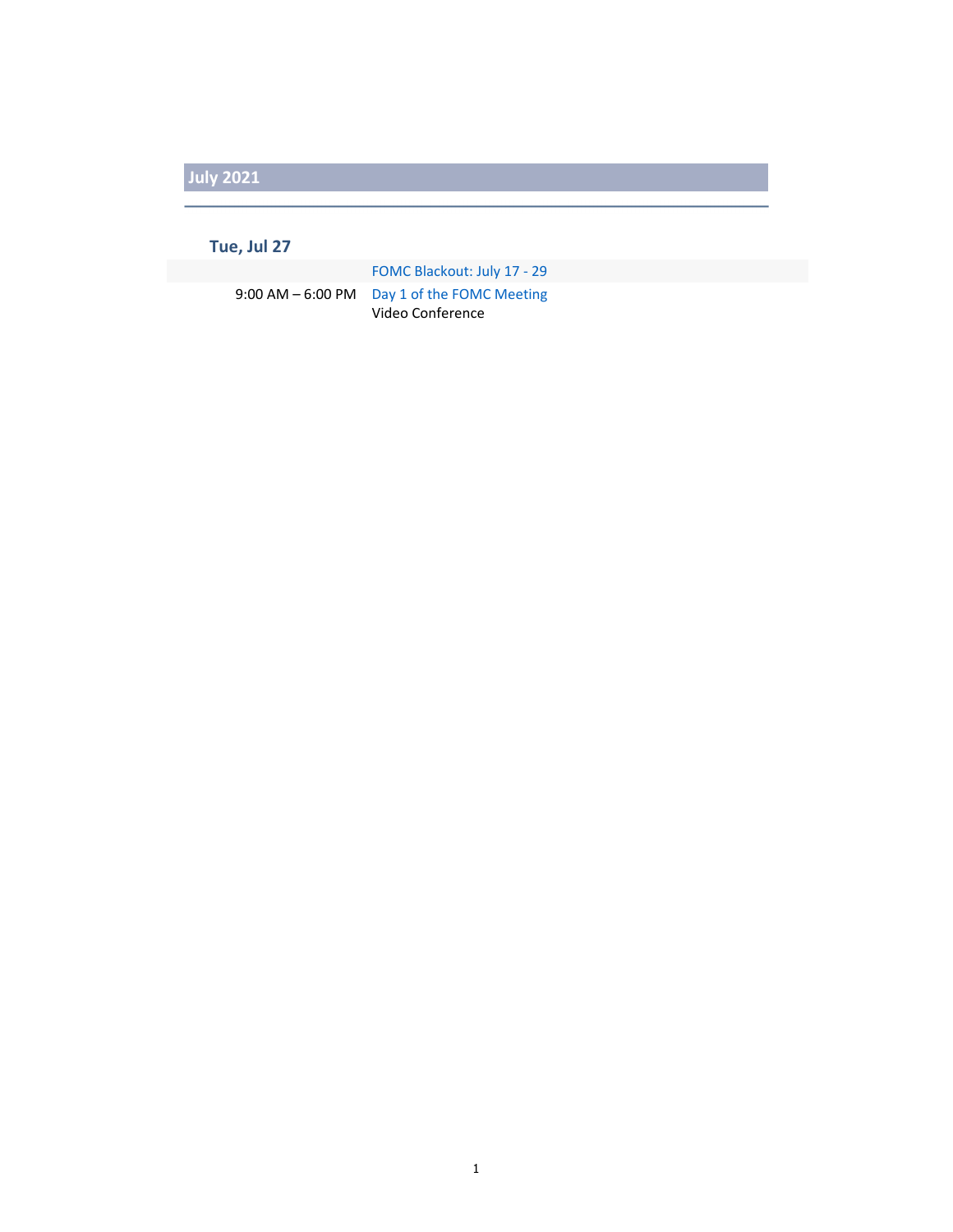## July 2021

### Tue, Jul 27

| | |
|---|---|
| | FOMC Blackout: July 17 - 29 |
| 9:00 AM – 6:00 PM | Day 1 of the FOMC Meeting<br>Video Conference |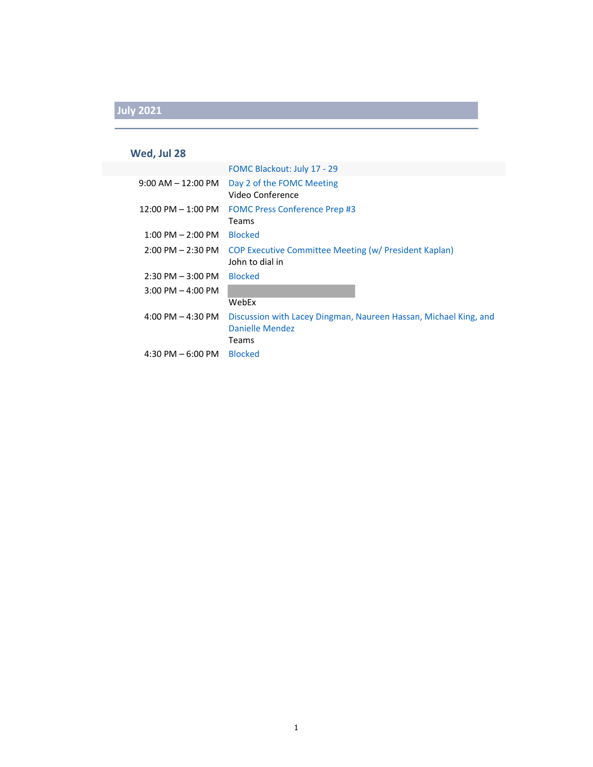## July 2021

### Wed, Jul 28

| | |
|---|---|
| | FOMC Blackout: July 17 - 29 |
| 9:00 AM – 12:00 PM | Day 2 of the FOMC Meeting<br>Video Conference |
| 12:00 PM – 1:00 PM | FOMC Press Conference Prep #3<br>Teams |
| 1:00 PM – 2:00 PM | Blocked |
| 2:00 PM – 2:30 PM | COP Executive Committee Meeting (w/ President Kaplan)<br>John to dial in |
| 2:30 PM – 3:00 PM | Blocked |
| 3:00 PM – 4:00 PM | [redacted]<br>WebEx |
| 4:00 PM – 4:30 PM | Discussion with Lacey Dingman, Naureen Hassan, Michael King, and Danielle Mendez<br>Teams |
| 4:30 PM – 6:00 PM | Blocked |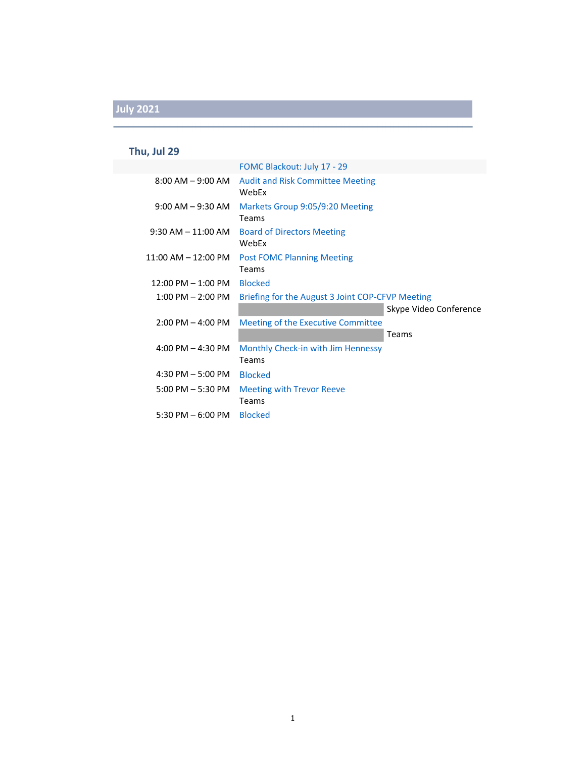## July 2021

### Thu, Jul 29

| | |
|---|---|
| | FOMC Blackout: July 17 - 29 |
| 8:00 AM – 9:00 AM | Audit and Risk Committee Meeting<br>WebEx |
| 9:00 AM – 9:30 AM | Markets Group 9:05/9:20 Meeting<br>Teams |
| 9:30 AM – 11:00 AM | Board of Directors Meeting<br>WebEx |
| 11:00 AM – 12:00 PM | Post FOMC Planning Meeting<br>Teams |
| 12:00 PM – 1:00 PM | Blocked |
| 1:00 PM – 2:00 PM | Briefing for the August 3 Joint COP-CFVP Meeting<br>Skype Video Conference |
| 2:00 PM – 4:00 PM | Meeting of the Executive Committee<br>Teams |
| 4:00 PM – 4:30 PM | Monthly Check-in with Jim Hennessy<br>Teams |
| 4:30 PM – 5:00 PM | Blocked |
| 5:00 PM – 5:30 PM | Meeting with Trevor Reeve<br>Teams |
| 5:30 PM – 6:00 PM | Blocked |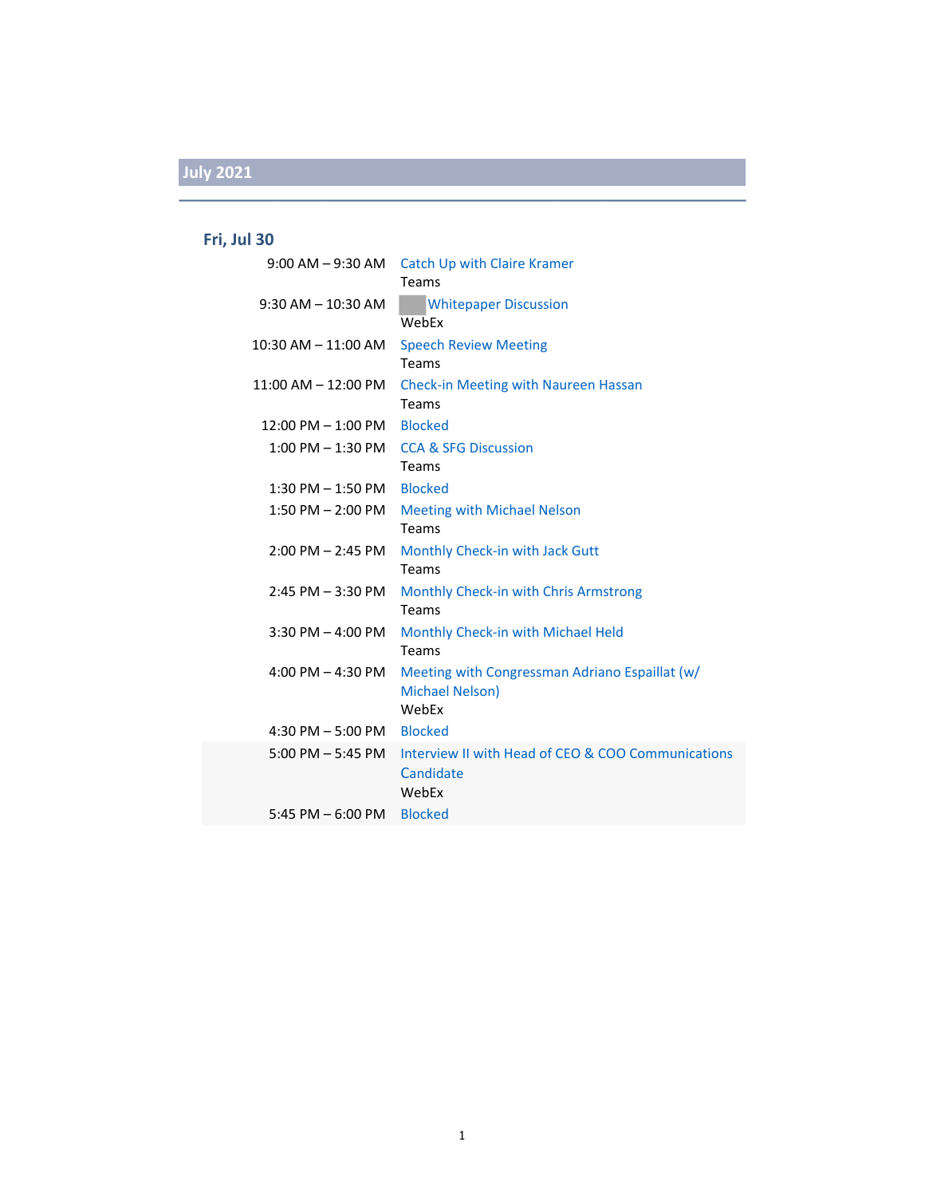## July 2021

### Fri, Jul 30

| Time | Event |
|---|---|
| 9:00 AM – 9:30 AM | Catch Up with Claire Kramer<br>Teams |
| 9:30 AM – 10:30 AM | Whitepaper Discussion<br>WebEx |
| 10:30 AM – 11:00 AM | Speech Review Meeting<br>Teams |
| 11:00 AM – 12:00 PM | Check-in Meeting with Naureen Hassan<br>Teams |
| 12:00 PM – 1:00 PM | Blocked |
| 1:00 PM – 1:30 PM | CCA & SFG Discussion<br>Teams |
| 1:30 PM – 1:50 PM | Blocked |
| 1:50 PM – 2:00 PM | Meeting with Michael Nelson<br>Teams |
| 2:00 PM – 2:45 PM | Monthly Check-in with Jack Gutt<br>Teams |
| 2:45 PM – 3:30 PM | Monthly Check-in with Chris Armstrong<br>Teams |
| 3:30 PM – 4:00 PM | Monthly Check-in with Michael Held<br>Teams |
| 4:00 PM – 4:30 PM | Meeting with Congressman Adriano Espaillat (w/ Michael Nelson)<br>WebEx |
| 4:30 PM – 5:00 PM | Blocked |
| 5:00 PM – 5:45 PM | Interview II with Head of CEO & COO Communications Candidate<br>WebEx |
| 5:45 PM – 6:00 PM | Blocked |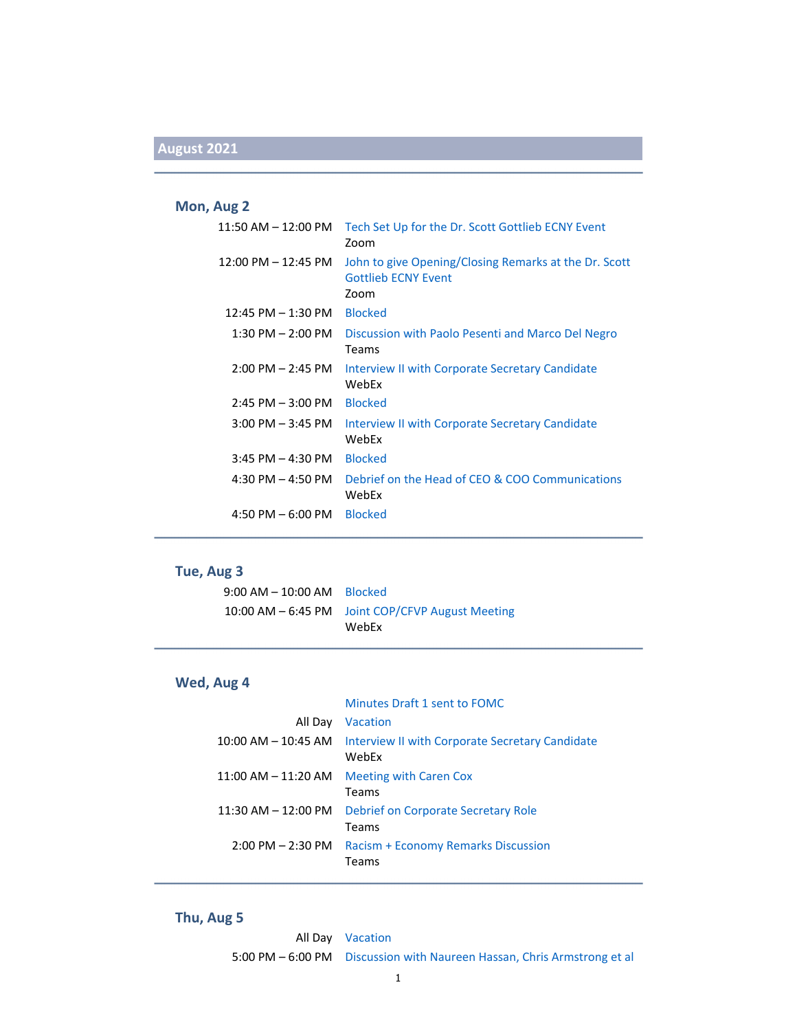## August 2021

### Mon, Aug 2

| | |
|---|---|
| 11:50 AM – 12:00 PM | Tech Set Up for the Dr. Scott Gottlieb ECNY Event<br>Zoom |
| 12:00 PM – 12:45 PM | John to give Opening/Closing Remarks at the Dr. Scott Gottlieb ECNY Event<br>Zoom |
| 12:45 PM – 1:30 PM | Blocked |
| 1:30 PM – 2:00 PM | Discussion with Paolo Pesenti and Marco Del Negro<br>Teams |
| 2:00 PM – 2:45 PM | Interview II with Corporate Secretary Candidate<br>WebEx |
| 2:45 PM – 3:00 PM | Blocked |
| 3:00 PM – 3:45 PM | Interview II with Corporate Secretary Candidate<br>WebEx |
| 3:45 PM – 4:30 PM | Blocked |
| 4:30 PM – 4:50 PM | Debrief on the Head of CEO & COO Communications<br>WebEx |
| 4:50 PM – 6:00 PM | Blocked |

### Tue, Aug 3

| | |
|---|---|
| 9:00 AM – 10:00 AM | Blocked |
| 10:00 AM – 6:45 PM | Joint COP/CFVP August Meeting<br>WebEx |

### Wed, Aug 4

| | |
|---|---|
| | Minutes Draft 1 sent to FOMC |
| All Day | Vacation |
| 10:00 AM – 10:45 AM | Interview II with Corporate Secretary Candidate<br>WebEx |
| 11:00 AM – 11:20 AM | Meeting with Caren Cox<br>Teams |
| 11:30 AM – 12:00 PM | Debrief on Corporate Secretary Role<br>Teams |
| 2:00 PM – 2:30 PM | Racism + Economy Remarks Discussion<br>Teams |

### Thu, Aug 5

| | |
|---|---|
| All Day | Vacation |
| 5:00 PM – 6:00 PM | Discussion with Naureen Hassan, Chris Armstrong et al |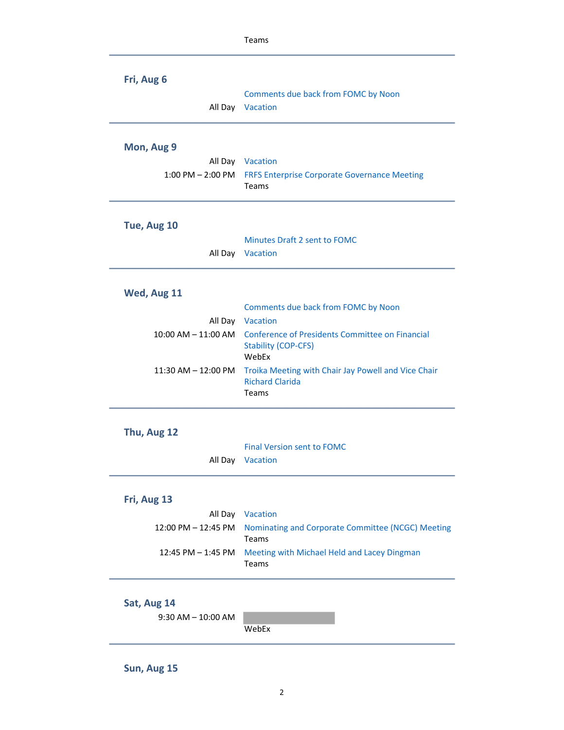Teams

---

**Fri, Aug 6**

| | |
|---|---|
| | Comments due back from FOMC by Noon |
| All Day | Vacation |

---

**Mon, Aug 9**

| | |
|---|---|
| All Day | Vacation |
| 1:00 PM – 2:00 PM | FRFS Enterprise Corporate Governance Meeting<br>Teams |

---

**Tue, Aug 10**

| | |
|---|---|
| | Minutes Draft 2 sent to FOMC |
| All Day | Vacation |

---

**Wed, Aug 11**

| | |
|---|---|
| | Comments due back from FOMC by Noon |
| All Day | Vacation |
| 10:00 AM – 11:00 AM | Conference of Presidents Committee on Financial Stability (COP-CFS)<br>WebEx |
| 11:30 AM – 12:00 PM | Troika Meeting with Chair Jay Powell and Vice Chair Richard Clarida<br>Teams |

---

**Thu, Aug 12**

| | |
|---|---|
| | Final Version sent to FOMC |
| All Day | Vacation |

---

**Fri, Aug 13**

| | |
|---|---|
| All Day | Vacation |
| 12:00 PM – 12:45 PM | Nominating and Corporate Committee (NCGC) Meeting<br>Teams |
| 12:45 PM – 1:45 PM | Meeting with Michael Held and Lacey Dingman<br>Teams |

---

**Sat, Aug 14**

| | |
|---|---|
| 9:30 AM – 10:00 AM | [redacted]<br>WebEx |

---

**Sun, Aug 15**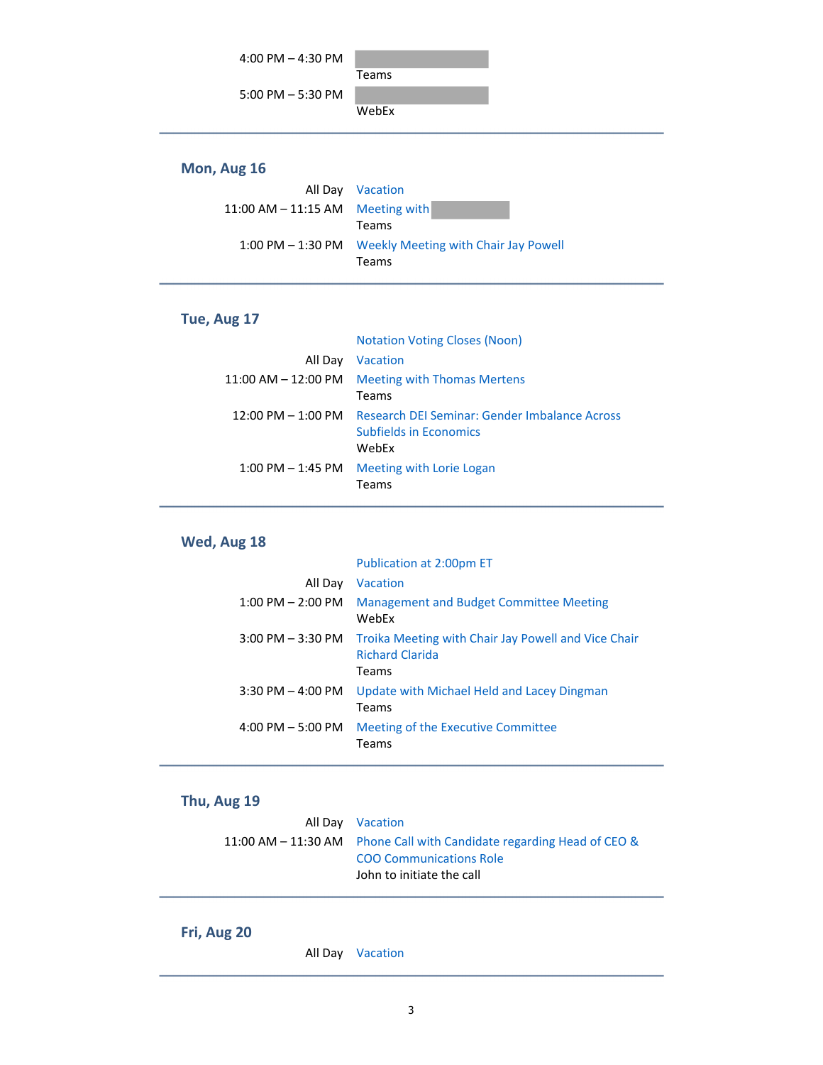4:00 PM – 4:30 PM [redacted]
Teams

5:00 PM – 5:30 PM [redacted]
WebEx

---

## Mon, Aug 16

| | |
|---|---|
| All Day | Vacation |
| 11:00 AM – 11:15 AM | Meeting with [redacted]<br>Teams |
| 1:00 PM – 1:30 PM | Weekly Meeting with Chair Jay Powell<br>Teams |

---

## Tue, Aug 17

| | |
|---|---|
| | Notation Voting Closes (Noon) |
| All Day | Vacation |
| 11:00 AM – 12:00 PM | Meeting with Thomas Mertens<br>Teams |
| 12:00 PM – 1:00 PM | Research DEI Seminar: Gender Imbalance Across Subfields in Economics<br>WebEx |
| 1:00 PM – 1:45 PM | Meeting with Lorie Logan<br>Teams |

---

## Wed, Aug 18

| | |
|---|---|
| | Publication at 2:00pm ET |
| All Day | Vacation |
| 1:00 PM – 2:00 PM | Management and Budget Committee Meeting<br>WebEx |
| 3:00 PM – 3:30 PM | Troika Meeting with Chair Jay Powell and Vice Chair Richard Clarida<br>Teams |
| 3:30 PM – 4:00 PM | Update with Michael Held and Lacey Dingman<br>Teams |
| 4:00 PM – 5:00 PM | Meeting of the Executive Committee<br>Teams |

---

## Thu, Aug 19

| | |
|---|---|
| All Day | Vacation |
| 11:00 AM – 11:30 AM | Phone Call with Candidate regarding Head of CEO & COO Communications Role<br>John to initiate the call |

---

## Fri, Aug 20

| | |
|---|---|
| All Day | Vacation |

---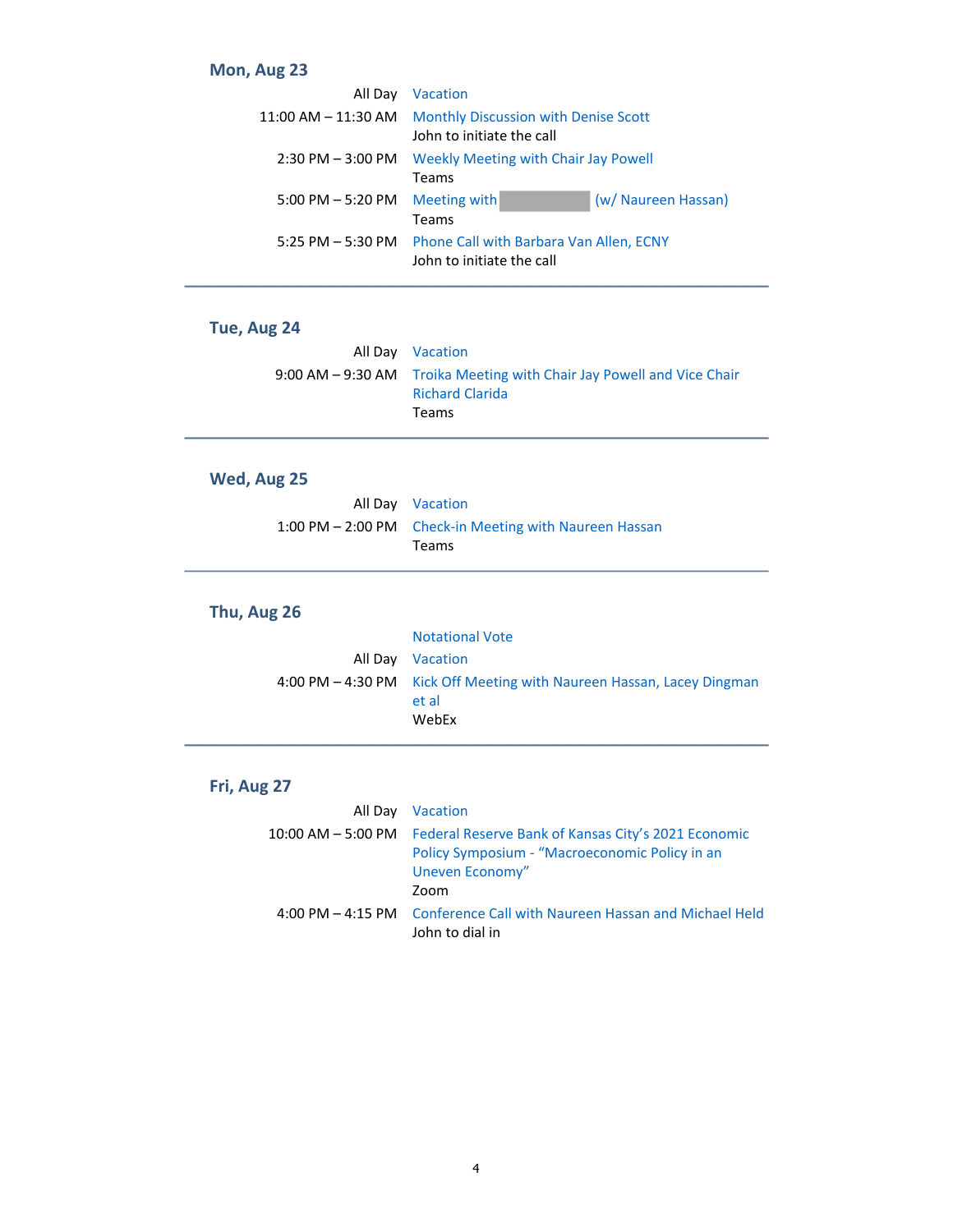## Mon, Aug 23

| | |
|---|---|
| All Day | Vacation |
| 11:00 AM – 11:30 AM | Monthly Discussion with Denise Scott<br>John to initiate the call |
| 2:30 PM – 3:00 PM | Weekly Meeting with Chair Jay Powell<br>Teams |
| 5:00 PM – 5:20 PM | Meeting with [redacted] (w/ Naureen Hassan)<br>Teams |
| 5:25 PM – 5:30 PM | Phone Call with Barbara Van Allen, ECNY<br>John to initiate the call |

---

## Tue, Aug 24

| | |
|---|---|
| All Day | Vacation |
| 9:00 AM – 9:30 AM | Troika Meeting with Chair Jay Powell and Vice Chair Richard Clarida<br>Teams |

---

## Wed, Aug 25

| | |
|---|---|
| All Day | Vacation |
| 1:00 PM – 2:00 PM | Check-in Meeting with Naureen Hassan<br>Teams |

---

## Thu, Aug 26

| | |
|---|---|
| | Notational Vote |
| All Day | Vacation |
| 4:00 PM – 4:30 PM | Kick Off Meeting with Naureen Hassan, Lacey Dingman et al<br>WebEx |

---

## Fri, Aug 27

| | |
|---|---|
| All Day | Vacation |
| 10:00 AM – 5:00 PM | Federal Reserve Bank of Kansas City's 2021 Economic Policy Symposium - "Macroeconomic Policy in an Uneven Economy"<br>Zoom |
| 4:00 PM – 4:15 PM | Conference Call with Naureen Hassan and Michael Held<br>John to dial in |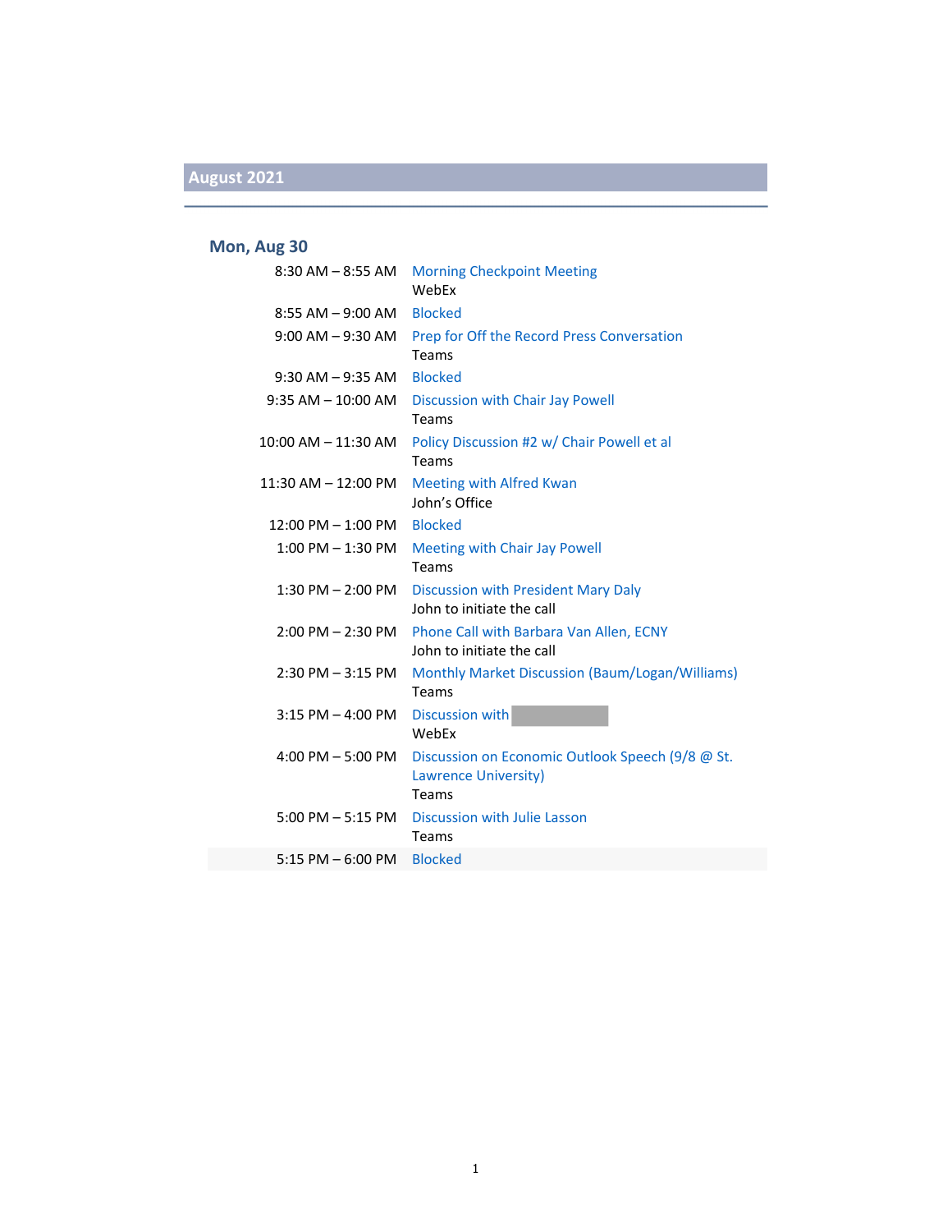## August 2021

### Mon, Aug 30

| | |
|---|---|
| 8:30 AM – 8:55 AM | Morning Checkpoint Meeting<br>WebEx |
| 8:55 AM – 9:00 AM | Blocked |
| 9:00 AM – 9:30 AM | Prep for Off the Record Press Conversation<br>Teams |
| 9:30 AM – 9:35 AM | Blocked |
| 9:35 AM – 10:00 AM | Discussion with Chair Jay Powell<br>Teams |
| 10:00 AM – 11:30 AM | Policy Discussion #2 w/ Chair Powell et al<br>Teams |
| 11:30 AM – 12:00 PM | Meeting with Alfred Kwan<br>John's Office |
| 12:00 PM – 1:00 PM | Blocked |
| 1:00 PM – 1:30 PM | Meeting with Chair Jay Powell<br>Teams |
| 1:30 PM – 2:00 PM | Discussion with President Mary Daly<br>John to initiate the call |
| 2:00 PM – 2:30 PM | Phone Call with Barbara Van Allen, ECNY<br>John to initiate the call |
| 2:30 PM – 3:15 PM | Monthly Market Discussion (Baum/Logan/Williams)<br>Teams |
| 3:15 PM – 4:00 PM | Discussion with [REDACTED]<br>WebEx |
| 4:00 PM – 5:00 PM | Discussion on Economic Outlook Speech (9/8 @ St. Lawrence University)<br>Teams |
| 5:00 PM – 5:15 PM | Discussion with Julie Lasson<br>Teams |
| 5:15 PM – 6:00 PM | Blocked |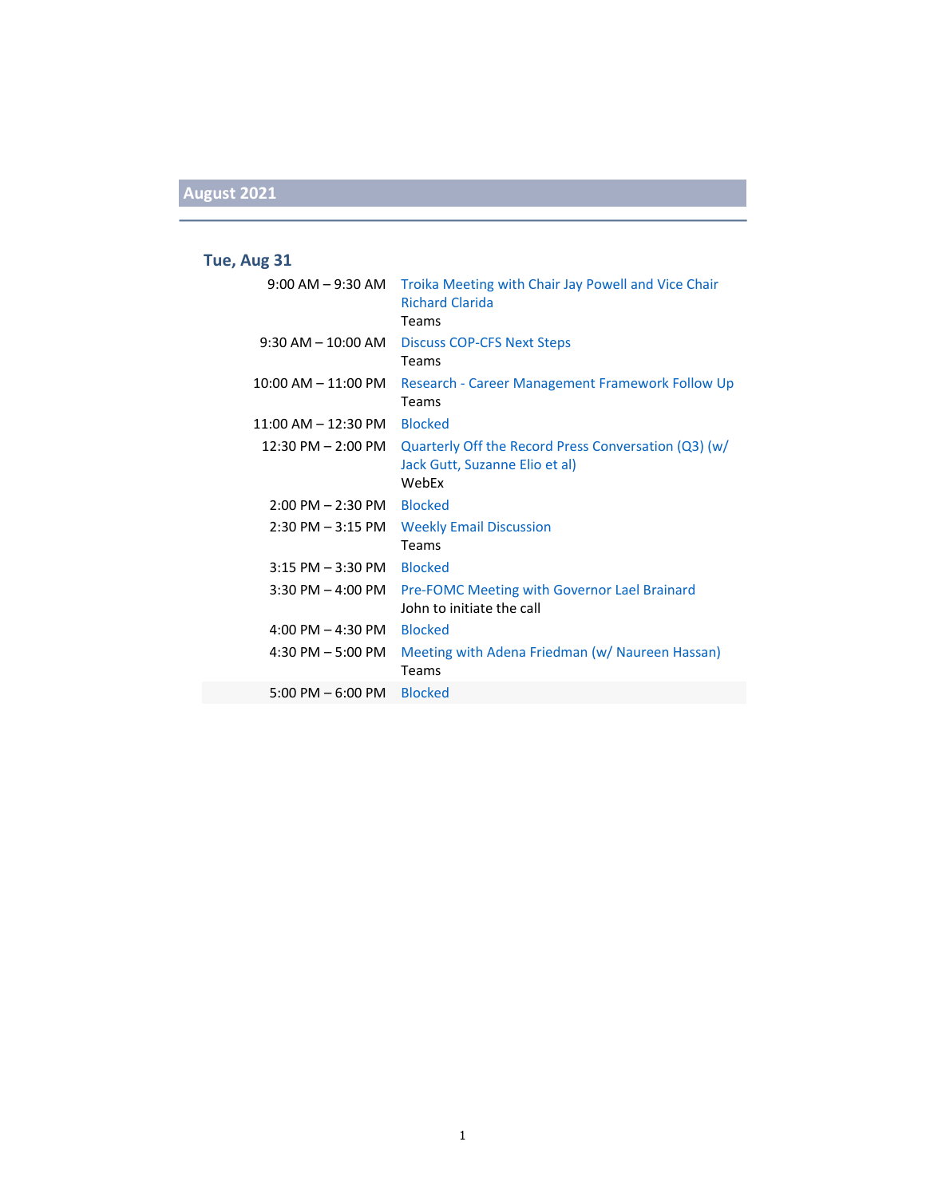## August 2021

### Tue, Aug 31

| | |
|---|---|
| 9:00 AM – 9:30 AM | Troika Meeting with Chair Jay Powell and Vice Chair Richard Clarida<br>Teams |
| 9:30 AM – 10:00 AM | Discuss COP-CFS Next Steps<br>Teams |
| 10:00 AM – 11:00 PM | Research - Career Management Framework Follow Up<br>Teams |
| 11:00 AM – 12:30 PM | Blocked |
| 12:30 PM – 2:00 PM | Quarterly Off the Record Press Conversation (Q3) (w/ Jack Gutt, Suzanne Elio et al)<br>WebEx |
| 2:00 PM – 2:30 PM | Blocked |
| 2:30 PM – 3:15 PM | Weekly Email Discussion<br>Teams |
| 3:15 PM – 3:30 PM | Blocked |
| 3:30 PM – 4:00 PM | Pre-FOMC Meeting with Governor Lael Brainard<br>John to initiate the call |
| 4:00 PM – 4:30 PM | Blocked |
| 4:30 PM – 5:00 PM | Meeting with Adena Friedman (w/ Naureen Hassan)<br>Teams |
| 5:00 PM – 6:00 PM | Blocked |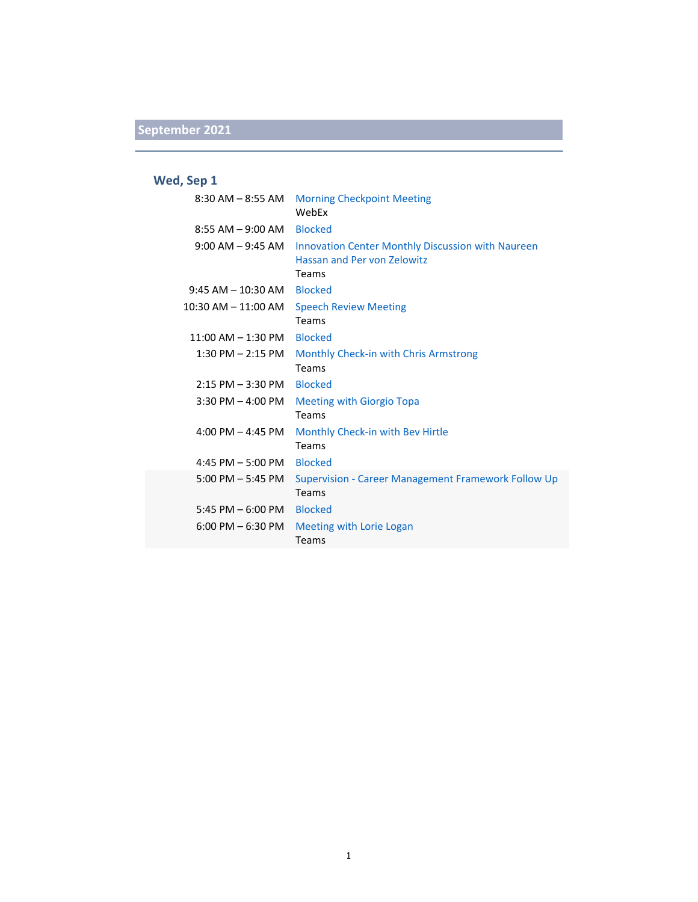## September 2021

### Wed, Sep 1

| Time | Event |
|---|---|
| 8:30 AM – 8:55 AM | Morning Checkpoint Meeting<br>WebEx |
| 8:55 AM – 9:00 AM | Blocked |
| 9:00 AM – 9:45 AM | Innovation Center Monthly Discussion with Naureen Hassan and Per von Zelowitz<br>Teams |
| 9:45 AM – 10:30 AM | Blocked |
| 10:30 AM – 11:00 AM | Speech Review Meeting<br>Teams |
| 11:00 AM – 1:30 PM | Blocked |
| 1:30 PM – 2:15 PM | Monthly Check-in with Chris Armstrong<br>Teams |
| 2:15 PM – 3:30 PM | Blocked |
| 3:30 PM – 4:00 PM | Meeting with Giorgio Topa<br>Teams |
| 4:00 PM – 4:45 PM | Monthly Check-in with Bev Hirtle<br>Teams |
| 4:45 PM – 5:00 PM | Blocked |
| 5:00 PM – 5:45 PM | Supervision - Career Management Framework Follow Up<br>Teams |
| 5:45 PM – 6:00 PM | Blocked |
| 6:00 PM – 6:30 PM | Meeting with Lorie Logan<br>Teams |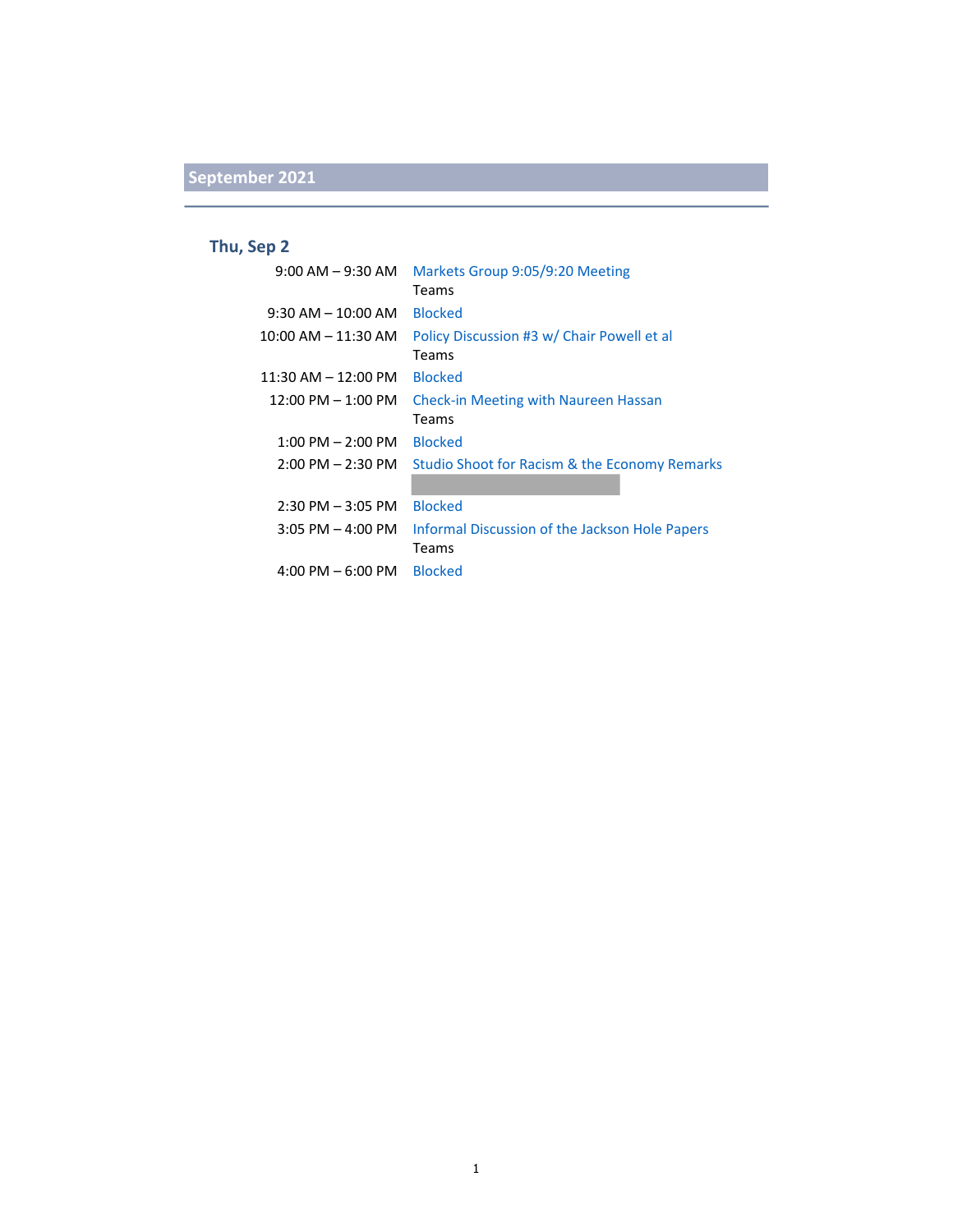## September 2021

### Thu, Sep 2

| Time | Event |
|---|---|
| 9:00 AM – 9:30 AM | Markets Group 9:05/9:20 Meeting<br>Teams |
| 9:30 AM – 10:00 AM | Blocked |
| 10:00 AM – 11:30 AM | Policy Discussion #3 w/ Chair Powell et al<br>Teams |
| 11:30 AM – 12:00 PM | Blocked |
| 12:00 PM – 1:00 PM | Check-in Meeting with Naureen Hassan<br>Teams |
| 1:00 PM – 2:00 PM | Blocked |
| 2:00 PM – 2:30 PM | Studio Shoot for Racism & the Economy Remarks |
| 2:30 PM – 3:05 PM | Blocked |
| 3:05 PM – 4:00 PM | Informal Discussion of the Jackson Hole Papers<br>Teams |
| 4:00 PM – 6:00 PM | Blocked |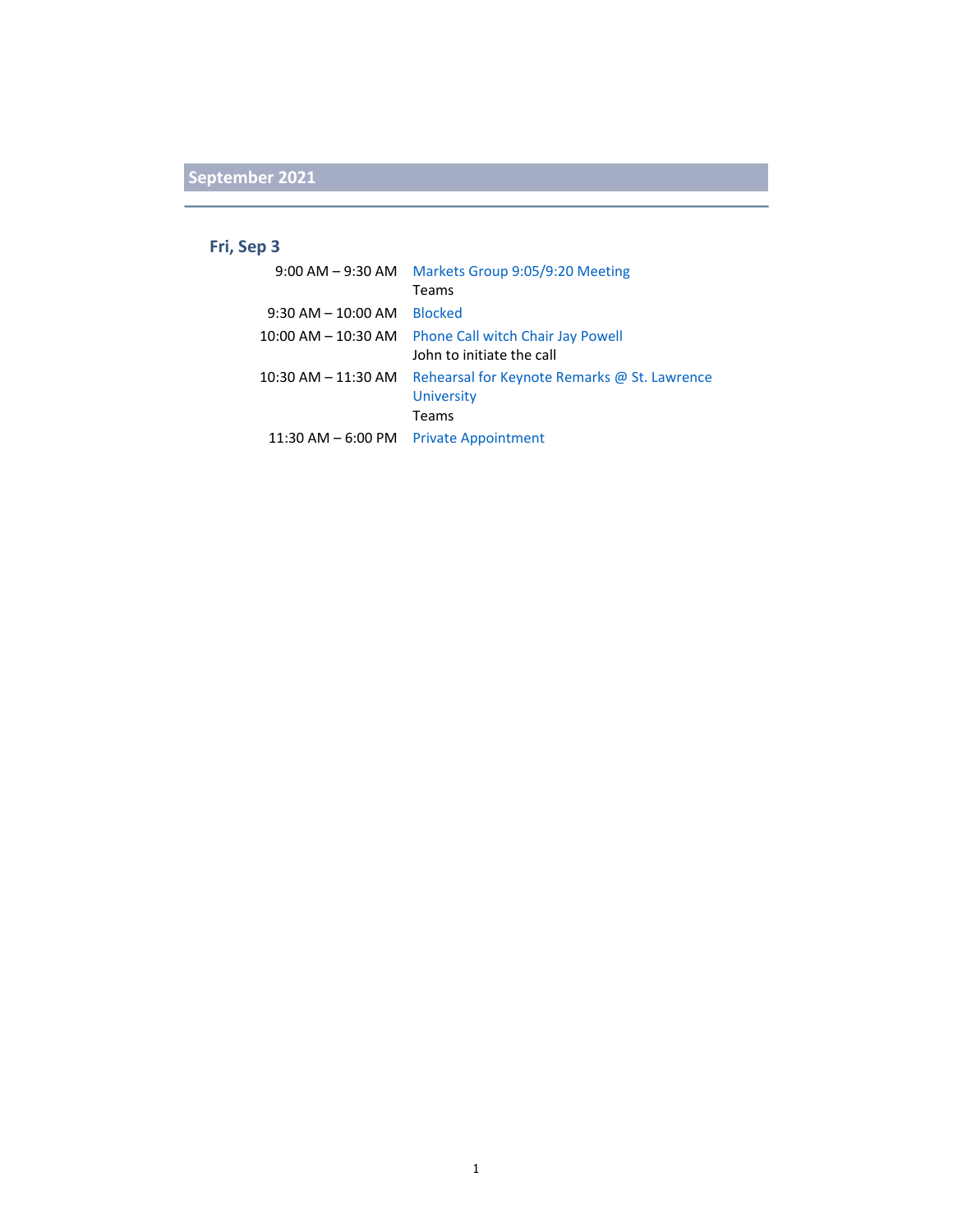## September 2021

### Fri, Sep 3

| | |
|---|---|
| 9:00 AM – 9:30 AM | Markets Group 9:05/9:20 Meeting<br>Teams |
| 9:30 AM – 10:00 AM | Blocked |
| 10:00 AM – 10:30 AM | Phone Call witch Chair Jay Powell<br>John to initiate the call |
| 10:30 AM – 11:30 AM | Rehearsal for Keynote Remarks @ St. Lawrence University<br>Teams |
| 11:30 AM – 6:00 PM | Private Appointment |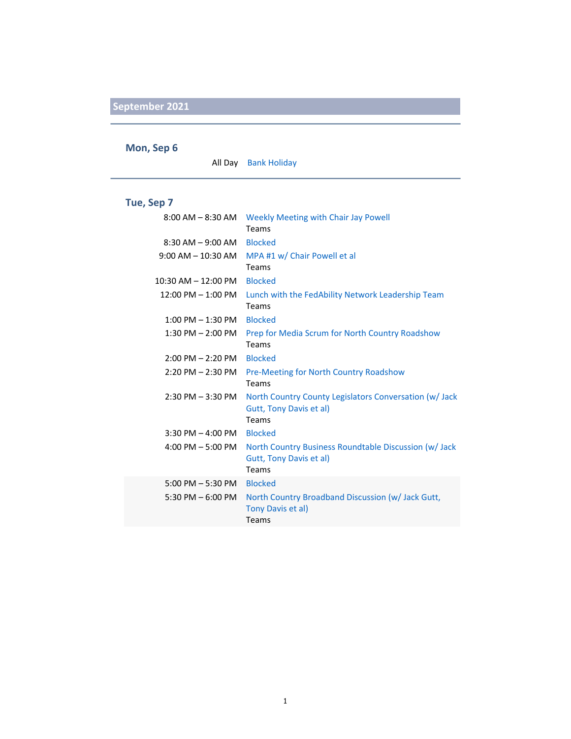## September 2021

### Mon, Sep 6

| | |
|---|---|
| All Day | Bank Holiday |

### Tue, Sep 7

| | |
|---|---|
| 8:00 AM – 8:30 AM | Weekly Meeting with Chair Jay Powell<br>Teams |
| 8:30 AM – 9:00 AM | Blocked |
| 9:00 AM – 10:30 AM | MPA #1 w/ Chair Powell et al<br>Teams |
| 10:30 AM – 12:00 PM | Blocked |
| 12:00 PM – 1:00 PM | Lunch with the FedAbility Network Leadership Team<br>Teams |
| 1:00 PM – 1:30 PM | Blocked |
| 1:30 PM – 2:00 PM | Prep for Media Scrum for North Country Roadshow<br>Teams |
| 2:00 PM – 2:20 PM | Blocked |
| 2:20 PM – 2:30 PM | Pre-Meeting for North Country Roadshow<br>Teams |
| 2:30 PM – 3:30 PM | North Country County Legislators Conversation (w/ Jack Gutt, Tony Davis et al)<br>Teams |
| 3:30 PM – 4:00 PM | Blocked |
| 4:00 PM – 5:00 PM | North Country Business Roundtable Discussion (w/ Jack Gutt, Tony Davis et al)<br>Teams |
| 5:00 PM – 5:30 PM | Blocked |
| 5:30 PM – 6:00 PM | North Country Broadband Discussion (w/ Jack Gutt, Tony Davis et al)<br>Teams |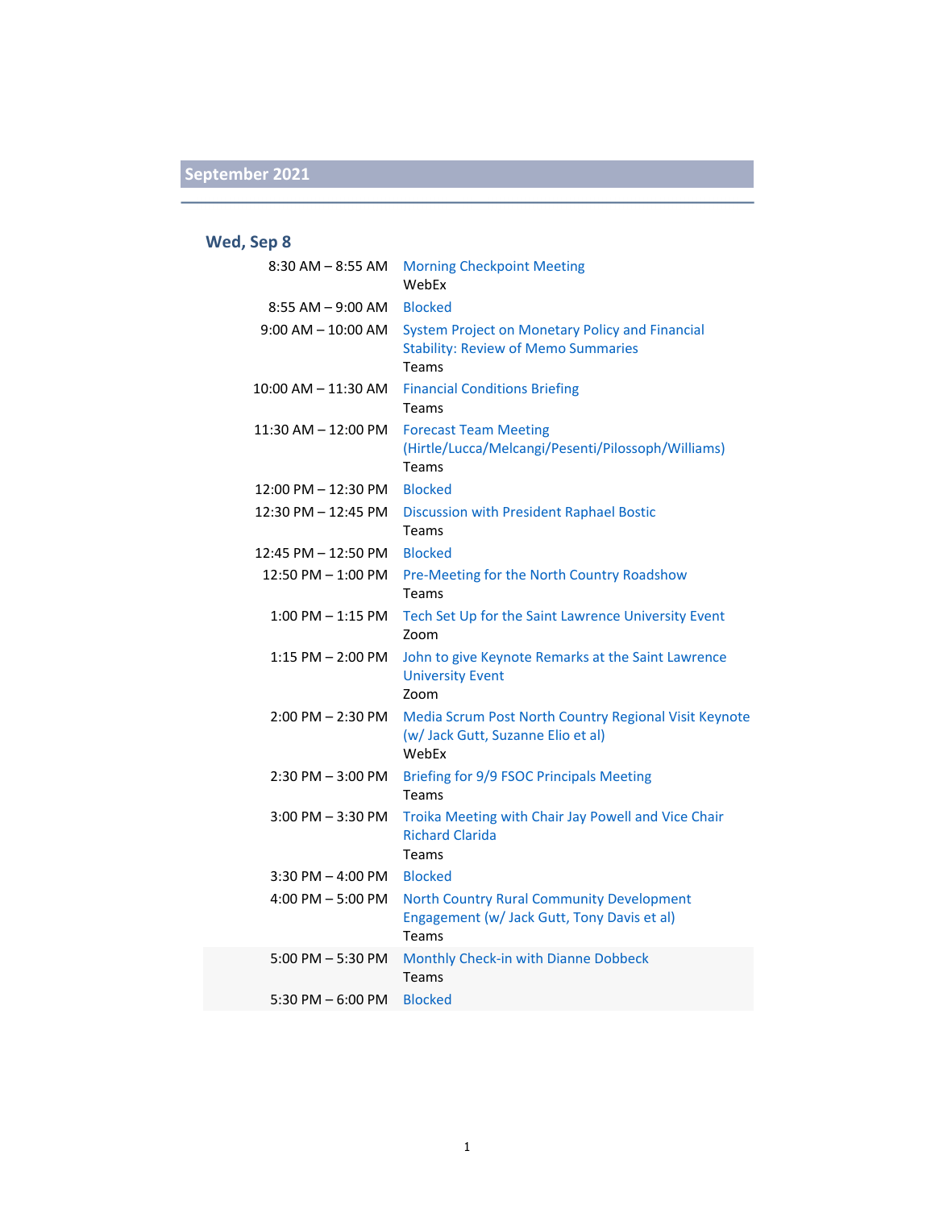## September 2021

### Wed, Sep 8

| Time | Event |
|---|---|
| 8:30 AM – 8:55 AM | Morning Checkpoint Meeting<br>WebEx |
| 8:55 AM – 9:00 AM | Blocked |
| 9:00 AM – 10:00 AM | System Project on Monetary Policy and Financial Stability: Review of Memo Summaries<br>Teams |
| 10:00 AM – 11:30 AM | Financial Conditions Briefing<br>Teams |
| 11:30 AM – 12:00 PM | Forecast Team Meeting (Hirtle/Lucca/Melcangi/Pesenti/Pilossoph/Williams)<br>Teams |
| 12:00 PM – 12:30 PM | Blocked |
| 12:30 PM – 12:45 PM | Discussion with President Raphael Bostic<br>Teams |
| 12:45 PM – 12:50 PM | Blocked |
| 12:50 PM – 1:00 PM | Pre-Meeting for the North Country Roadshow<br>Teams |
| 1:00 PM – 1:15 PM | Tech Set Up for the Saint Lawrence University Event<br>Zoom |
| 1:15 PM – 2:00 PM | John to give Keynote Remarks at the Saint Lawrence University Event<br>Zoom |
| 2:00 PM – 2:30 PM | Media Scrum Post North Country Regional Visit Keynote (w/ Jack Gutt, Suzanne Elio et al)<br>WebEx |
| 2:30 PM – 3:00 PM | Briefing for 9/9 FSOC Principals Meeting<br>Teams |
| 3:00 PM – 3:30 PM | Troika Meeting with Chair Jay Powell and Vice Chair Richard Clarida<br>Teams |
| 3:30 PM – 4:00 PM | Blocked |
| 4:00 PM – 5:00 PM | North Country Rural Community Development Engagement (w/ Jack Gutt, Tony Davis et al)<br>Teams |
| 5:00 PM – 5:30 PM | Monthly Check-in with Dianne Dobbeck<br>Teams |
| 5:30 PM – 6:00 PM | Blocked |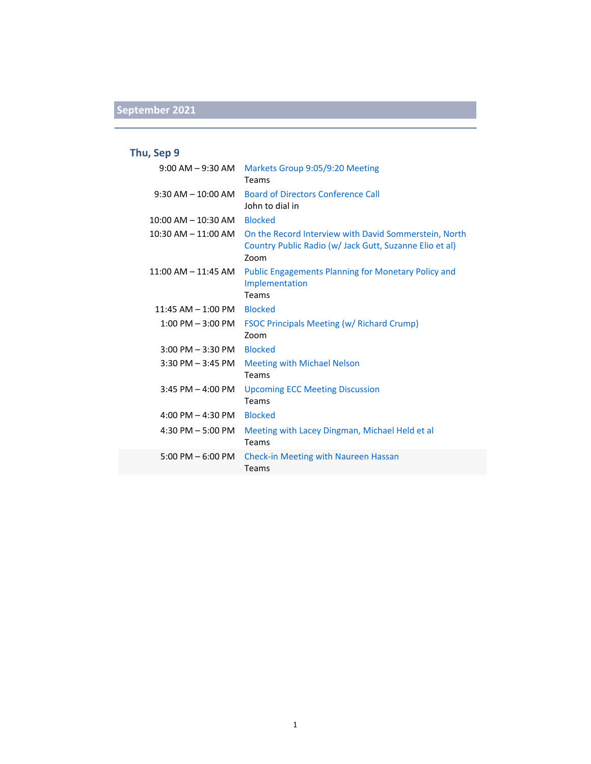## September 2021

### Thu, Sep 9

| Time | Event |
|---|---|
| 9:00 AM – 9:30 AM | Markets Group 9:05/9:20 Meeting<br>Teams |
| 9:30 AM – 10:00 AM | Board of Directors Conference Call<br>John to dial in |
| 10:00 AM – 10:30 AM | Blocked |
| 10:30 AM – 11:00 AM | On the Record Interview with David Sommerstein, North Country Public Radio (w/ Jack Gutt, Suzanne Elio et al)<br>Zoom |
| 11:00 AM – 11:45 AM | Public Engagements Planning for Monetary Policy and Implementation<br>Teams |
| 11:45 AM – 1:00 PM | Blocked |
| 1:00 PM – 3:00 PM | FSOC Principals Meeting (w/ Richard Crump)<br>Zoom |
| 3:00 PM – 3:30 PM | Blocked |
| 3:30 PM – 3:45 PM | Meeting with Michael Nelson<br>Teams |
| 3:45 PM – 4:00 PM | Upcoming ECC Meeting Discussion<br>Teams |
| 4:00 PM – 4:30 PM | Blocked |
| 4:30 PM – 5:00 PM | Meeting with Lacey Dingman, Michael Held et al<br>Teams |
| 5:00 PM – 6:00 PM | Check-in Meeting with Naureen Hassan<br>Teams |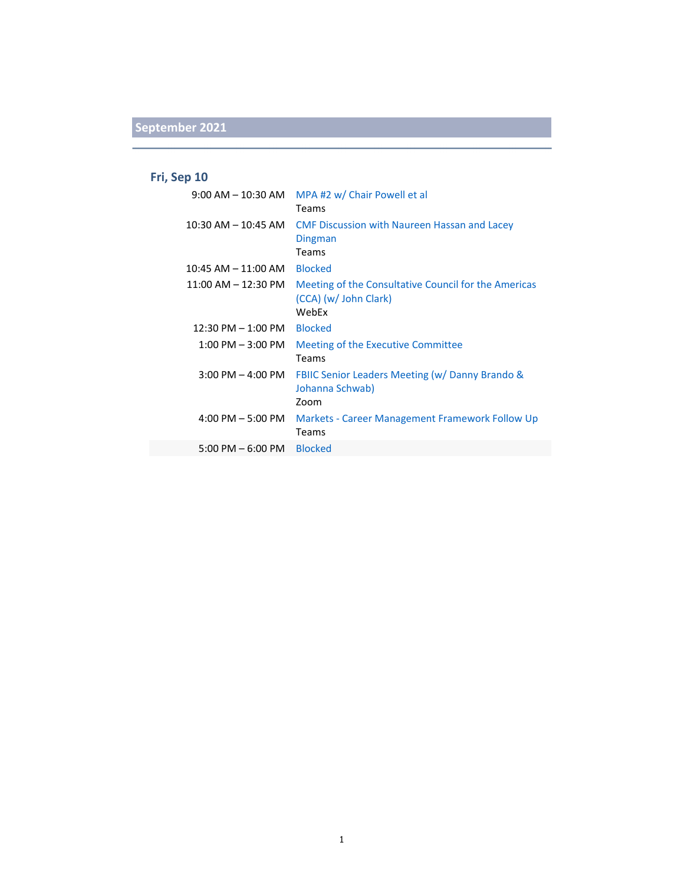## September 2021

### Fri, Sep 10

| | |
|---|---|
| 9:00 AM – 10:30 AM | MPA #2 w/ Chair Powell et al<br>Teams |
| 10:30 AM – 10:45 AM | CMF Discussion with Naureen Hassan and Lacey Dingman<br>Teams |
| 10:45 AM – 11:00 AM | Blocked |
| 11:00 AM – 12:30 PM | Meeting of the Consultative Council for the Americas (CCA) (w/ John Clark)<br>WebEx |
| 12:30 PM – 1:00 PM | Blocked |
| 1:00 PM – 3:00 PM | Meeting of the Executive Committee<br>Teams |
| 3:00 PM – 4:00 PM | FBIIC Senior Leaders Meeting (w/ Danny Brando & Johanna Schwab)<br>Zoom |
| 4:00 PM – 5:00 PM | Markets - Career Management Framework Follow Up<br>Teams |
| 5:00 PM – 6:00 PM | Blocked |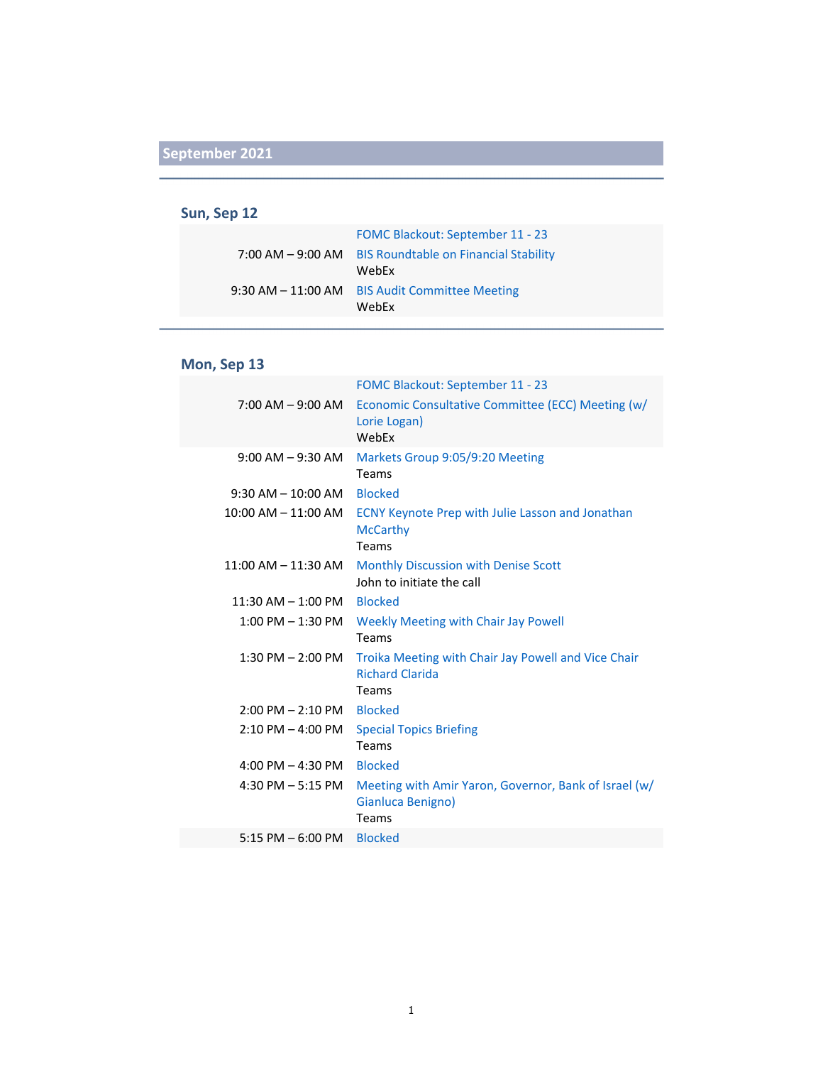## September 2021

### Sun, Sep 12

| | |
|---|---|
| | FOMC Blackout: September 11 - 23 |
| 7:00 AM – 9:00 AM | BIS Roundtable on Financial Stability<br>WebEx |
| 9:30 AM – 11:00 AM | BIS Audit Committee Meeting<br>WebEx |

### Mon, Sep 13

| | |
|---|---|
| | FOMC Blackout: September 11 - 23 |
| 7:00 AM – 9:00 AM | Economic Consultative Committee (ECC) Meeting (w/ Lorie Logan)<br>WebEx |
| 9:00 AM – 9:30 AM | Markets Group 9:05/9:20 Meeting<br>Teams |
| 9:30 AM – 10:00 AM | Blocked |
| 10:00 AM – 11:00 AM | ECNY Keynote Prep with Julie Lasson and Jonathan McCarthy<br>Teams |
| 11:00 AM – 11:30 AM | Monthly Discussion with Denise Scott<br>John to initiate the call |
| 11:30 AM – 1:00 PM | Blocked |
| 1:00 PM – 1:30 PM | Weekly Meeting with Chair Jay Powell<br>Teams |
| 1:30 PM – 2:00 PM | Troika Meeting with Chair Jay Powell and Vice Chair Richard Clarida<br>Teams |
| 2:00 PM – 2:10 PM | Blocked |
| 2:10 PM – 4:00 PM | Special Topics Briefing<br>Teams |
| 4:00 PM – 4:30 PM | Blocked |
| 4:30 PM – 5:15 PM | Meeting with Amir Yaron, Governor, Bank of Israel (w/ Gianluca Benigno)<br>Teams |
| 5:15 PM – 6:00 PM | Blocked |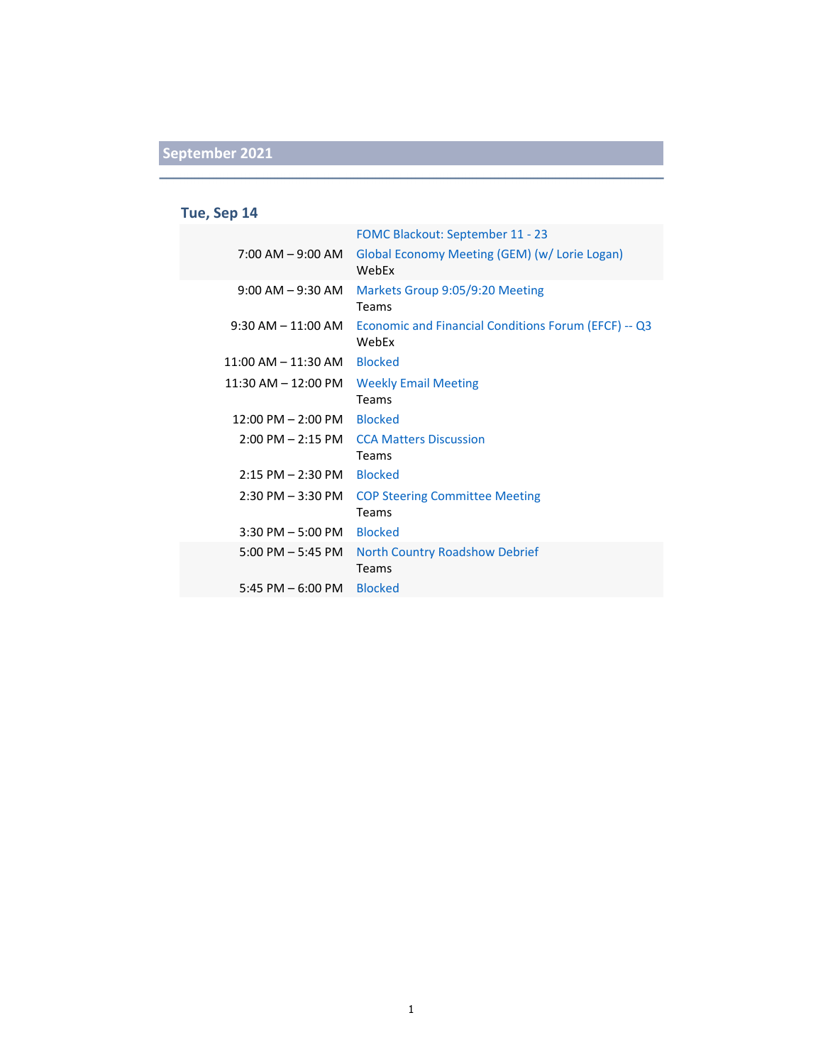## September 2021

### Tue, Sep 14

| Time | Event |
|---|---|
| | FOMC Blackout: September 11 - 23 |
| 7:00 AM – 9:00 AM | Global Economy Meeting (GEM) (w/ Lorie Logan)<br>WebEx |
| 9:00 AM – 9:30 AM | Markets Group 9:05/9:20 Meeting<br>Teams |
| 9:30 AM – 11:00 AM | Economic and Financial Conditions Forum (EFCF) -- Q3<br>WebEx |
| 11:00 AM – 11:30 AM | Blocked |
| 11:30 AM – 12:00 PM | Weekly Email Meeting<br>Teams |
| 12:00 PM – 2:00 PM | Blocked |
| 2:00 PM – 2:15 PM | CCA Matters Discussion<br>Teams |
| 2:15 PM – 2:30 PM | Blocked |
| 2:30 PM – 3:30 PM | COP Steering Committee Meeting<br>Teams |
| 3:30 PM – 5:00 PM | Blocked |
| 5:00 PM – 5:45 PM | North Country Roadshow Debrief<br>Teams |
| 5:45 PM – 6:00 PM | Blocked |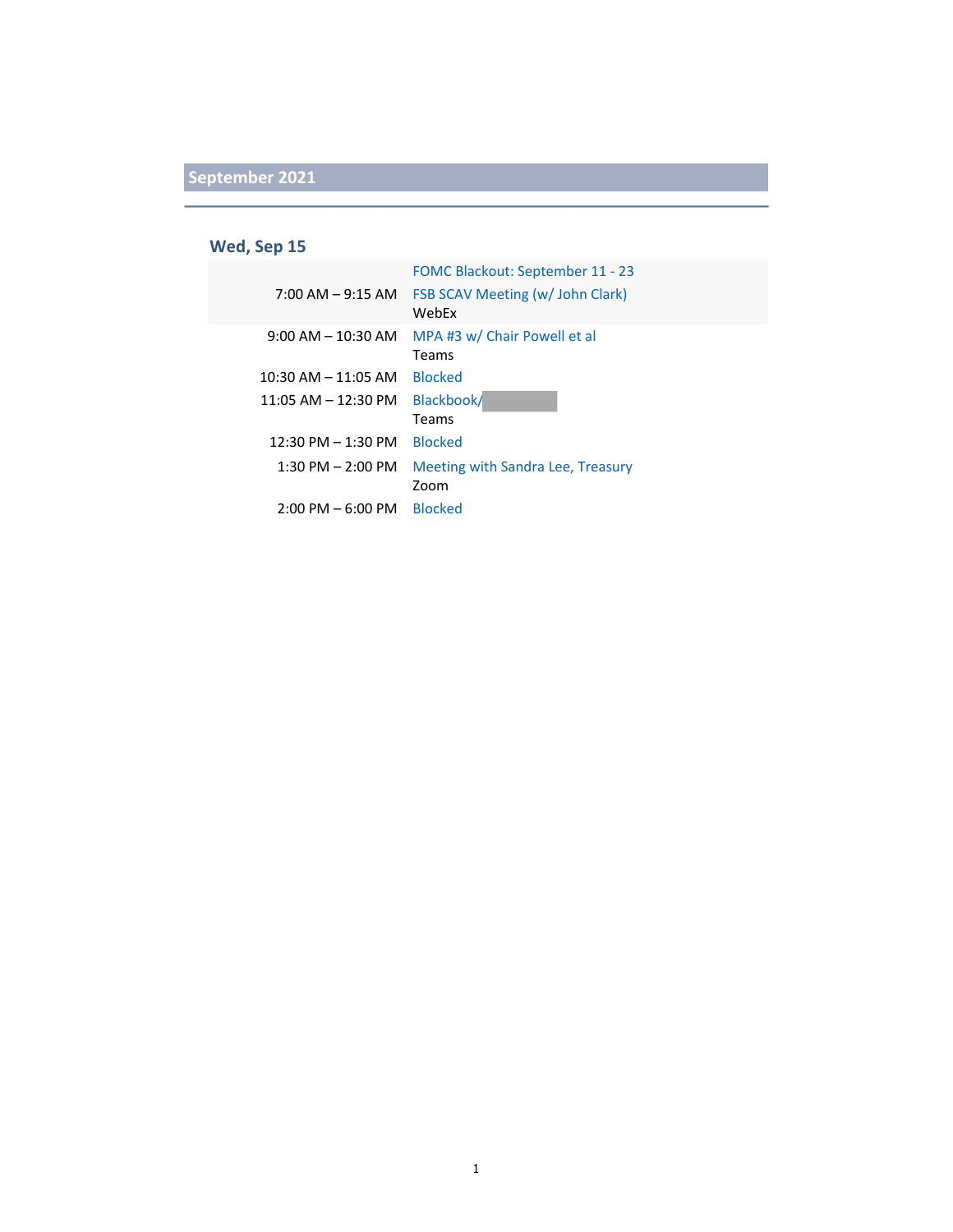## September 2021

### Wed, Sep 15

| Time | Event |
|---|---|
| | FOMC Blackout: September 11 - 23 |
| 7:00 AM – 9:15 AM | FSB SCAV Meeting (w/ John Clark)<br>WebEx |
| 9:00 AM – 10:30 AM | MPA #3 w/ Chair Powell et al<br>Teams |
| 10:30 AM – 11:05 AM | Blocked |
| 11:05 AM – 12:30 PM | Blackbook/ [redacted]<br>Teams |
| 12:30 PM – 1:30 PM | Blocked |
| 1:30 PM – 2:00 PM | Meeting with Sandra Lee, Treasury<br>Zoom |
| 2:00 PM – 6:00 PM | Blocked |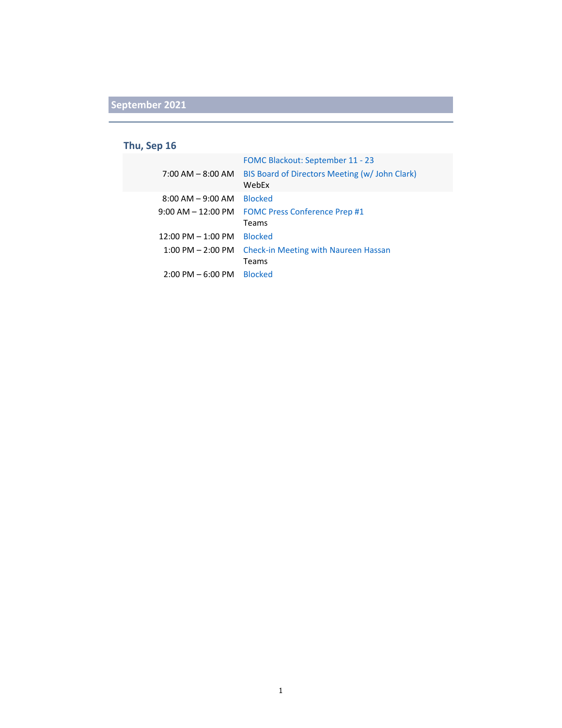## September 2021

### Thu, Sep 16

| | |
|---|---|
| | FOMC Blackout: September 11 - 23 |
| 7:00 AM – 8:00 AM | BIS Board of Directors Meeting (w/ John Clark)<br>WebEx |
| 8:00 AM – 9:00 AM | Blocked |
| 9:00 AM – 12:00 PM | FOMC Press Conference Prep #1<br>Teams |
| 12:00 PM – 1:00 PM | Blocked |
| 1:00 PM – 2:00 PM | Check-in Meeting with Naureen Hassan<br>Teams |
| 2:00 PM – 6:00 PM | Blocked |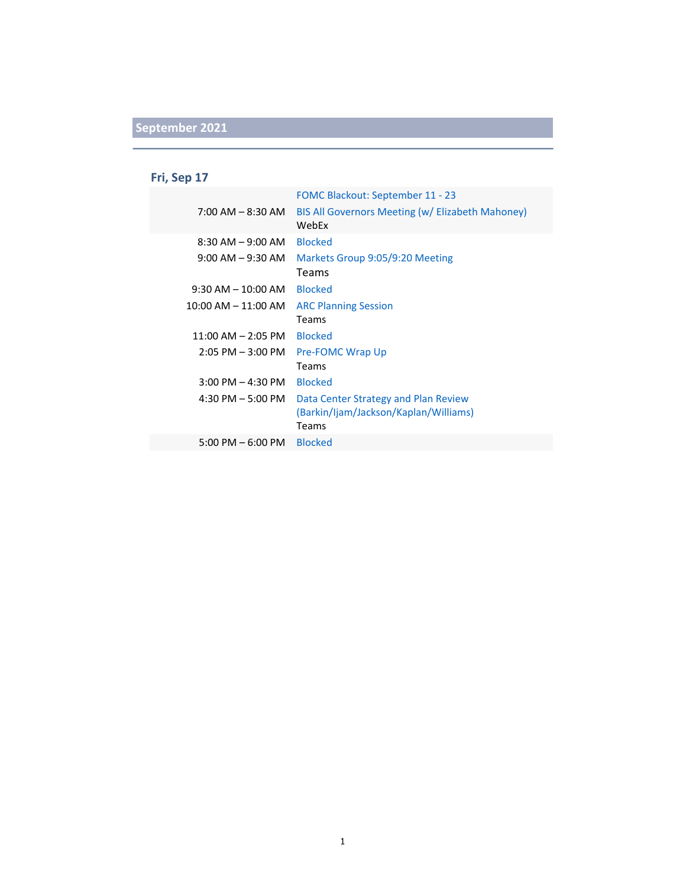## September 2021

### Fri, Sep 17

| | |
|---|---|
| | FOMC Blackout: September 11 - 23 |
| 7:00 AM – 8:30 AM | BIS All Governors Meeting (w/ Elizabeth Mahoney)<br>WebEx |
| 8:30 AM – 9:00 AM | Blocked |
| 9:00 AM – 9:30 AM | Markets Group 9:05/9:20 Meeting<br>Teams |
| 9:30 AM – 10:00 AM | Blocked |
| 10:00 AM – 11:00 AM | ARC Planning Session<br>Teams |
| 11:00 AM – 2:05 PM | Blocked |
| 2:05 PM – 3:00 PM | Pre-FOMC Wrap Up<br>Teams |
| 3:00 PM – 4:30 PM | Blocked |
| 4:30 PM – 5:00 PM | Data Center Strategy and Plan Review (Barkin/Ijam/Jackson/Kaplan/Williams)<br>Teams |
| 5:00 PM – 6:00 PM | Blocked |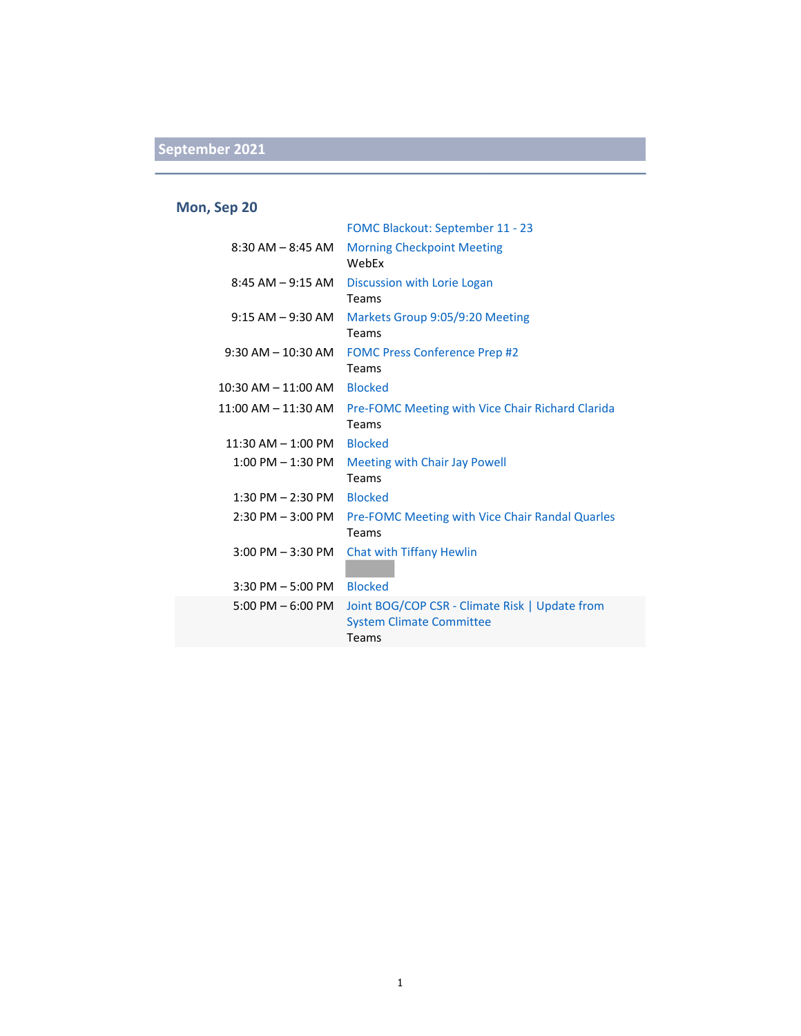## September 2021

### Mon, Sep 20

| Time | Event |
|---|---|
| | FOMC Blackout: September 11 - 23 |
| 8:30 AM – 8:45 AM | Morning Checkpoint Meeting<br>WebEx |
| 8:45 AM – 9:15 AM | Discussion with Lorie Logan<br>Teams |
| 9:15 AM – 9:30 AM | Markets Group 9:05/9:20 Meeting<br>Teams |
| 9:30 AM – 10:30 AM | FOMC Press Conference Prep #2<br>Teams |
| 10:30 AM – 11:00 AM | Blocked |
| 11:00 AM – 11:30 AM | Pre-FOMC Meeting with Vice Chair Richard Clarida<br>Teams |
| 11:30 AM – 1:00 PM | Blocked |
| 1:00 PM – 1:30 PM | Meeting with Chair Jay Powell<br>Teams |
| 1:30 PM – 2:30 PM | Blocked |
| 2:30 PM – 3:00 PM | Pre-FOMC Meeting with Vice Chair Randal Quarles<br>Teams |
| 3:00 PM – 3:30 PM | Chat with Tiffany Hewlin |
| 3:30 PM – 5:00 PM | Blocked |
| 5:00 PM – 6:00 PM | Joint BOG/COP CSR - Climate Risk \| Update from System Climate Committee<br>Teams |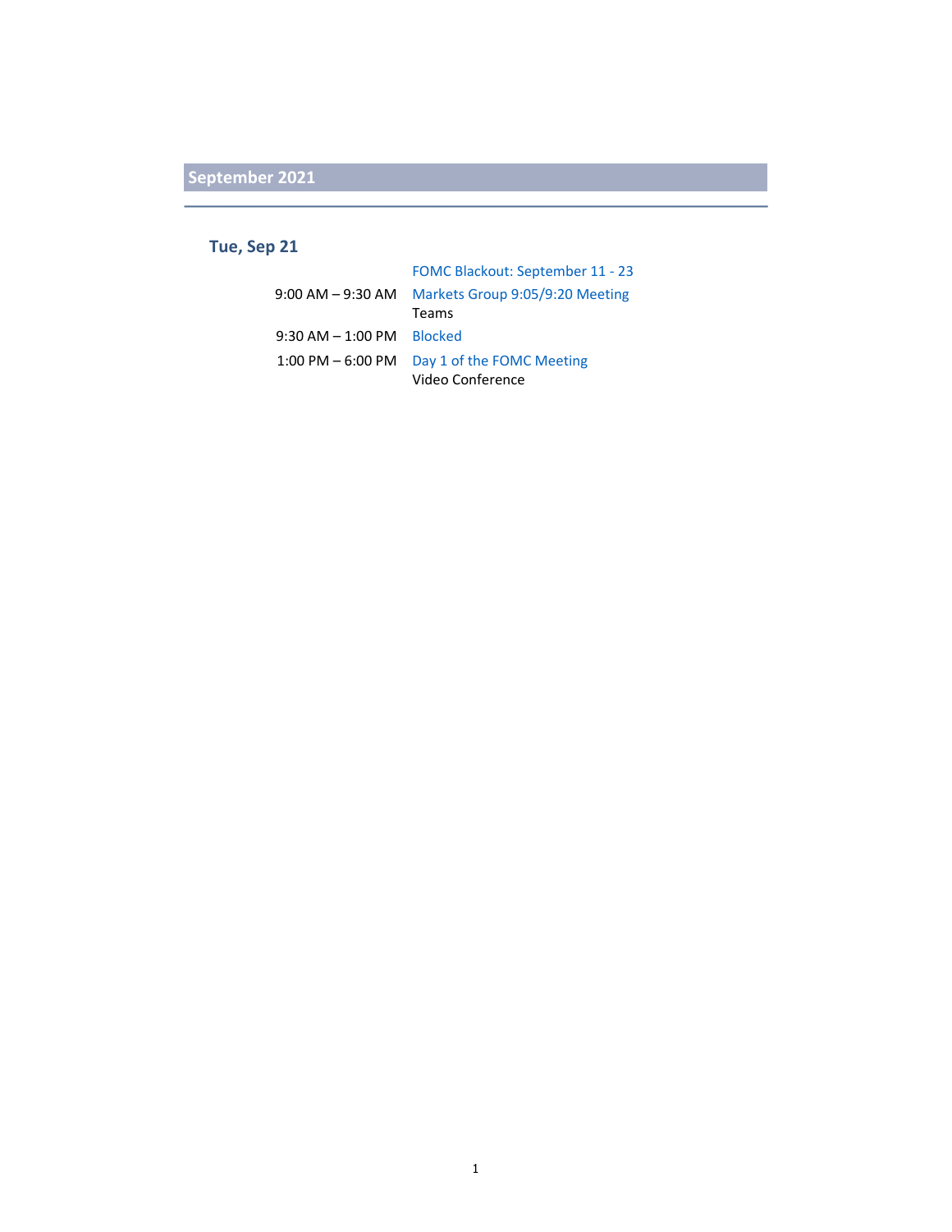## September 2021

### Tue, Sep 21

| | |
|---|---|
| | FOMC Blackout: September 11 - 23 |
| 9:00 AM – 9:30 AM | Markets Group 9:05/9:20 Meeting<br>Teams |
| 9:30 AM – 1:00 PM | Blocked |
| 1:00 PM – 6:00 PM | Day 1 of the FOMC Meeting<br>Video Conference |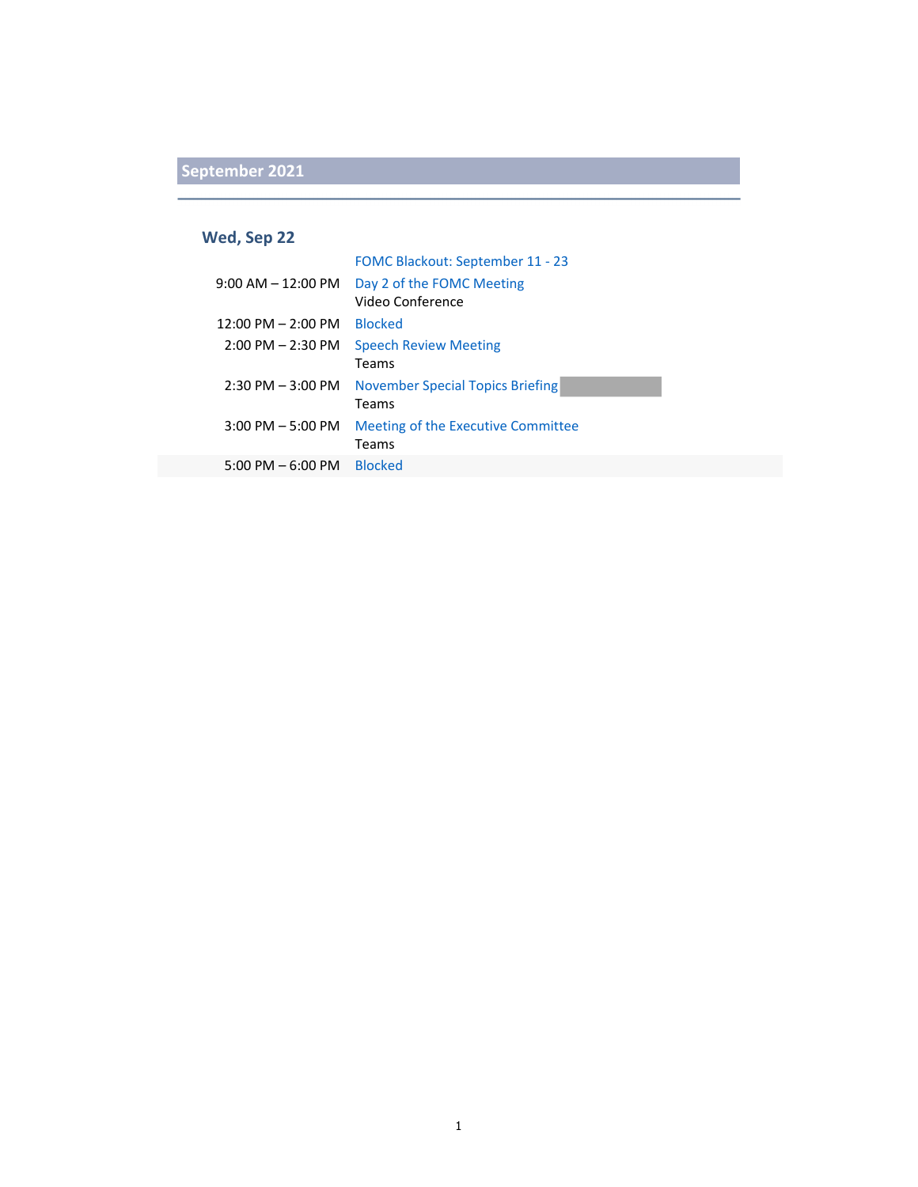## September 2021

### Wed, Sep 22

| | |
|---|---|
| | FOMC Blackout: September 11 - 23 |
| 9:00 AM – 12:00 PM | Day 2 of the FOMC Meeting<br>Video Conference |
| 12:00 PM – 2:00 PM | Blocked |
| 2:00 PM – 2:30 PM | Speech Review Meeting<br>Teams |
| 2:30 PM – 3:00 PM | November Special Topics Briefing<br>Teams |
| 3:00 PM – 5:00 PM | Meeting of the Executive Committee<br>Teams |
| 5:00 PM – 6:00 PM | Blocked |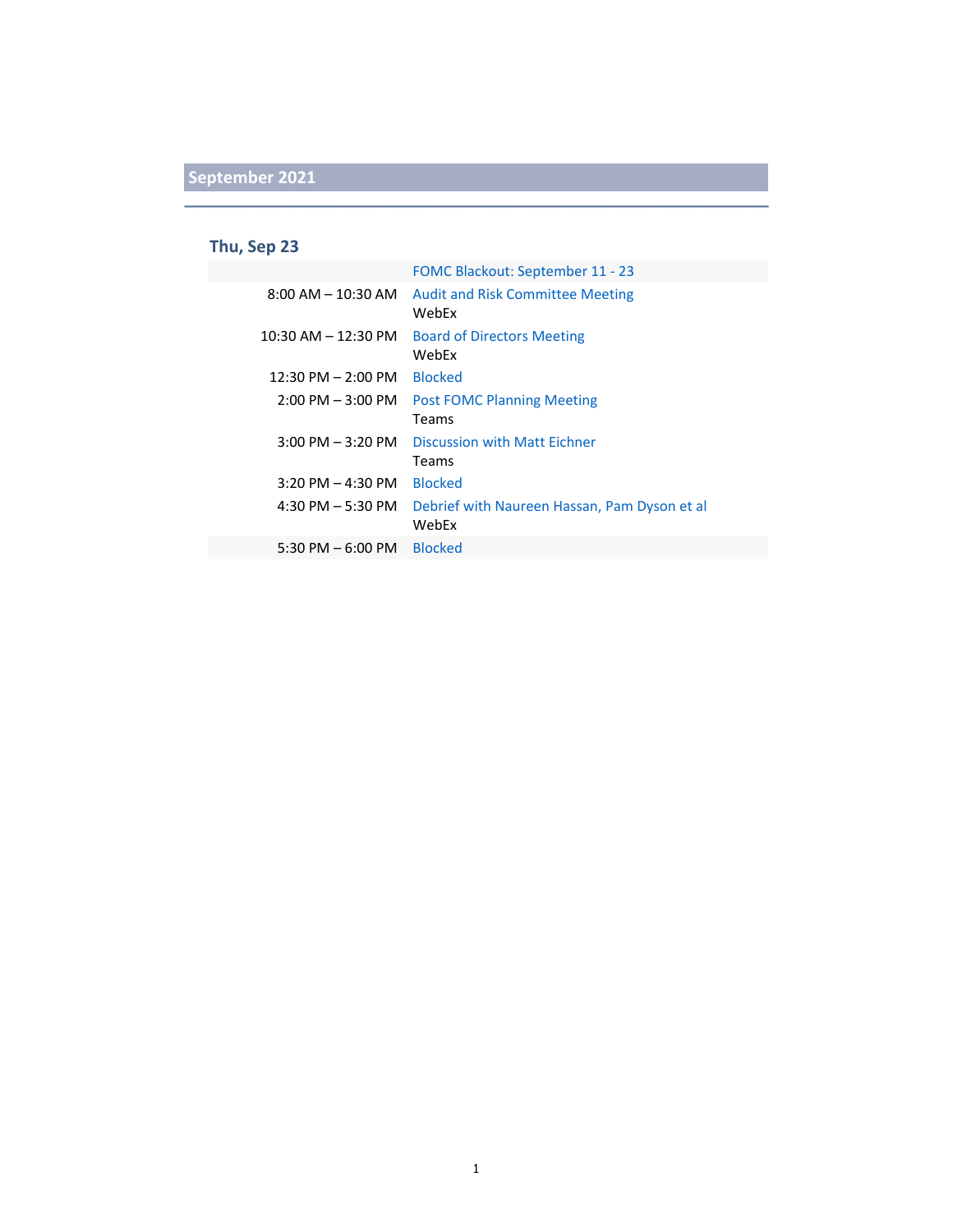## September 2021

### Thu, Sep 23

| | |
|---|---|
| | FOMC Blackout: September 11 - 23 |
| 8:00 AM – 10:30 AM | Audit and Risk Committee Meeting<br>WebEx |
| 10:30 AM – 12:30 PM | Board of Directors Meeting<br>WebEx |
| 12:30 PM – 2:00 PM | Blocked |
| 2:00 PM – 3:00 PM | Post FOMC Planning Meeting<br>Teams |
| 3:00 PM – 3:20 PM | Discussion with Matt Eichner<br>Teams |
| 3:20 PM – 4:30 PM | Blocked |
| 4:30 PM – 5:30 PM | Debrief with Naureen Hassan, Pam Dyson et al<br>WebEx |
| 5:30 PM – 6:00 PM | Blocked |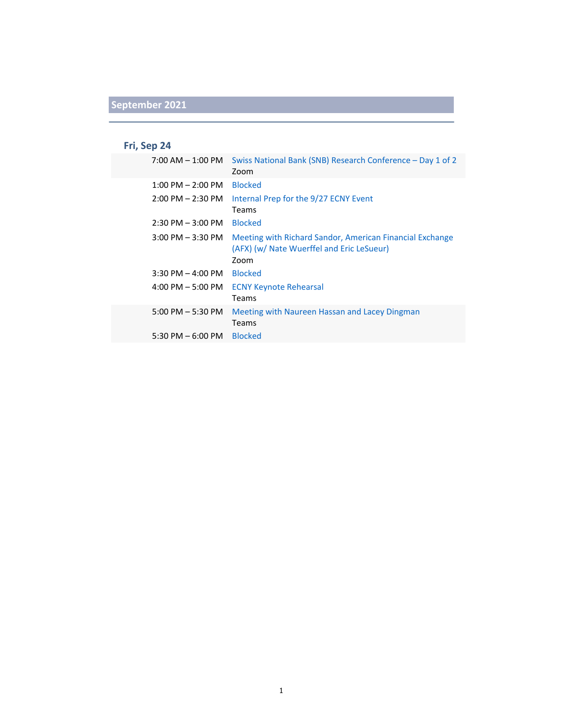## September 2021

### Fri, Sep 24

| Time | Event |
|---|---|
| 7:00 AM – 1:00 PM | Swiss National Bank (SNB) Research Conference – Day 1 of 2<br>Zoom |
| 1:00 PM – 2:00 PM | Blocked |
| 2:00 PM – 2:30 PM | Internal Prep for the 9/27 ECNY Event<br>Teams |
| 2:30 PM – 3:00 PM | Blocked |
| 3:00 PM – 3:30 PM | Meeting with Richard Sandor, American Financial Exchange (AFX) (w/ Nate Wuerffel and Eric LeSueur)<br>Zoom |
| 3:30 PM – 4:00 PM | Blocked |
| 4:00 PM – 5:00 PM | ECNY Keynote Rehearsal<br>Teams |
| 5:00 PM – 5:30 PM | Meeting with Naureen Hassan and Lacey Dingman<br>Teams |
| 5:30 PM – 6:00 PM | Blocked |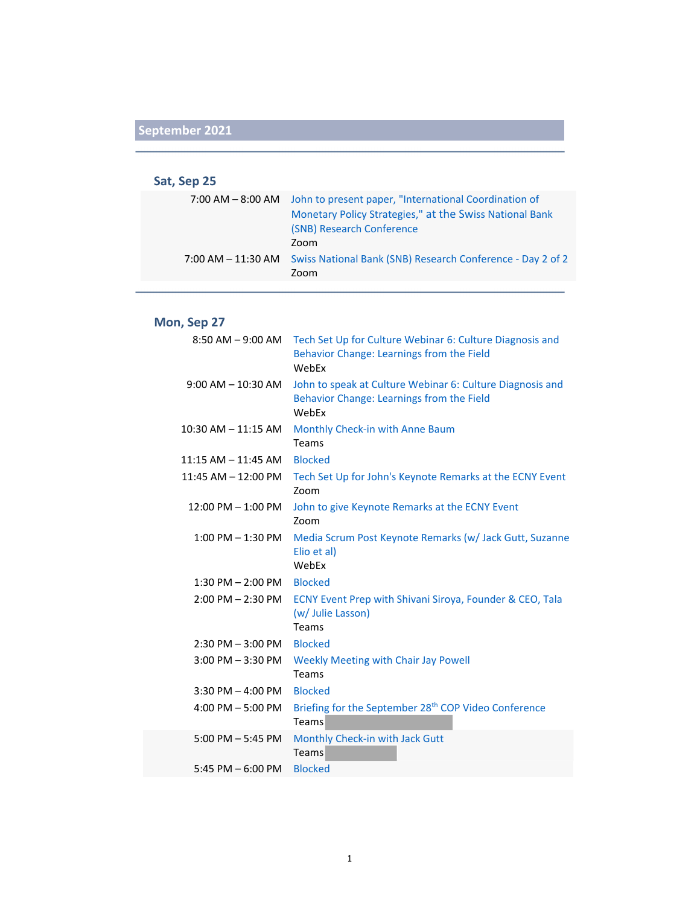## September 2021

### Sat, Sep 25

| | |
|---|---|
| 7:00 AM – 8:00 AM | John to present paper, "International Coordination of Monetary Policy Strategies," at the Swiss National Bank (SNB) Research Conference<br>Zoom |
| 7:00 AM – 11:30 AM | Swiss National Bank (SNB) Research Conference - Day 2 of 2<br>Zoom |

### Mon, Sep 27

| | |
|---|---|
| 8:50 AM – 9:00 AM | Tech Set Up for Culture Webinar 6: Culture Diagnosis and Behavior Change: Learnings from the Field<br>WebEx |
| 9:00 AM – 10:30 AM | John to speak at Culture Webinar 6: Culture Diagnosis and Behavior Change: Learnings from the Field<br>WebEx |
| 10:30 AM – 11:15 AM | Monthly Check-in with Anne Baum<br>Teams |
| 11:15 AM – 11:45 AM | Blocked |
| 11:45 AM – 12:00 PM | Tech Set Up for John's Keynote Remarks at the ECNY Event<br>Zoom |
| 12:00 PM – 1:00 PM | John to give Keynote Remarks at the ECNY Event<br>Zoom |
| 1:00 PM – 1:30 PM | Media Scrum Post Keynote Remarks (w/ Jack Gutt, Suzanne Elio et al)<br>WebEx |
| 1:30 PM – 2:00 PM | Blocked |
| 2:00 PM – 2:30 PM | ECNY Event Prep with Shivani Siroya, Founder & CEO, Tala (w/ Julie Lasson)<br>Teams |
| 2:30 PM – 3:00 PM | Blocked |
| 3:00 PM – 3:30 PM | Weekly Meeting with Chair Jay Powell<br>Teams |
| 3:30 PM – 4:00 PM | Blocked |
| 4:00 PM – 5:00 PM | Briefing for the September 28th COP Video Conference<br>Teams [redacted] |
| 5:00 PM – 5:45 PM | Monthly Check-in with Jack Gutt<br>Teams [redacted] |
| 5:45 PM – 6:00 PM | Blocked |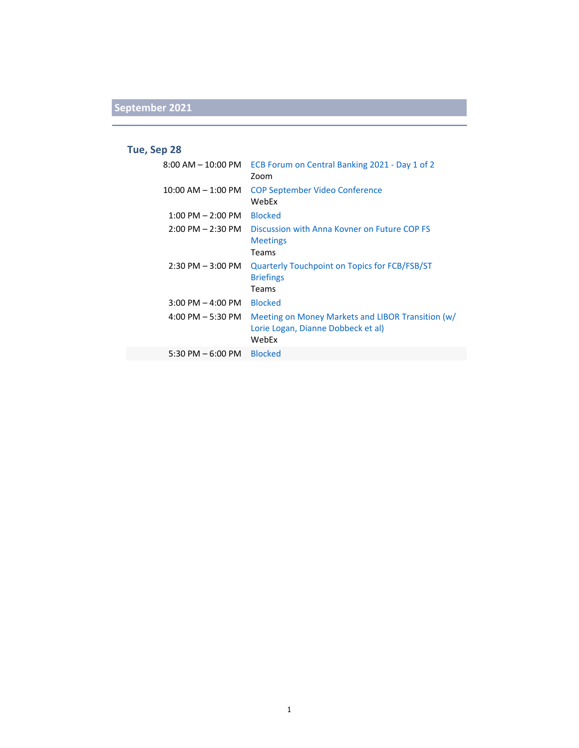## September 2021

### Tue, Sep 28

| | |
|---|---|
| 8:00 AM – 10:00 PM | ECB Forum on Central Banking 2021 - Day 1 of 2<br>Zoom |
| 10:00 AM – 1:00 PM | COP September Video Conference<br>WebEx |
| 1:00 PM – 2:00 PM | Blocked |
| 2:00 PM – 2:30 PM | Discussion with Anna Kovner on Future COP FS Meetings<br>Teams |
| 2:30 PM – 3:00 PM | Quarterly Touchpoint on Topics for FCB/FSB/ST Briefings<br>Teams |
| 3:00 PM – 4:00 PM | Blocked |
| 4:00 PM – 5:30 PM | Meeting on Money Markets and LIBOR Transition (w/ Lorie Logan, Dianne Dobbeck et al)<br>WebEx |
| 5:30 PM – 6:00 PM | Blocked |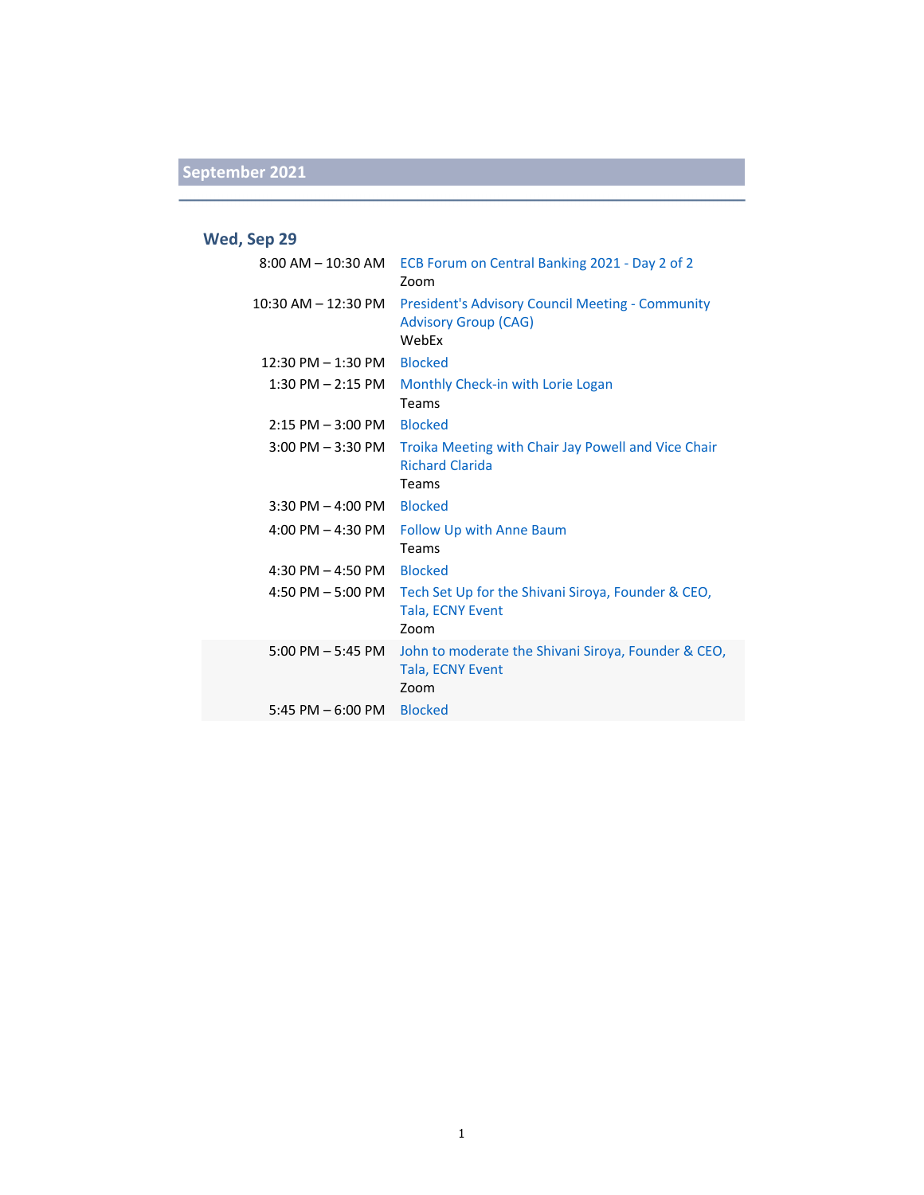## September 2021

### Wed, Sep 29

| | |
|---|---|
| 8:00 AM – 10:30 AM | ECB Forum on Central Banking 2021 - Day 2 of 2<br>Zoom |
| 10:30 AM – 12:30 PM | President's Advisory Council Meeting - Community Advisory Group (CAG)<br>WebEx |
| 12:30 PM – 1:30 PM | Blocked |
| 1:30 PM – 2:15 PM | Monthly Check-in with Lorie Logan<br>Teams |
| 2:15 PM – 3:00 PM | Blocked |
| 3:00 PM – 3:30 PM | Troika Meeting with Chair Jay Powell and Vice Chair Richard Clarida<br>Teams |
| 3:30 PM – 4:00 PM | Blocked |
| 4:00 PM – 4:30 PM | Follow Up with Anne Baum<br>Teams |
| 4:30 PM – 4:50 PM | Blocked |
| 4:50 PM – 5:00 PM | Tech Set Up for the Shivani Siroya, Founder & CEO, Tala, ECNY Event<br>Zoom |
| 5:00 PM – 5:45 PM | John to moderate the Shivani Siroya, Founder & CEO, Tala, ECNY Event<br>Zoom |
| 5:45 PM – 6:00 PM | Blocked |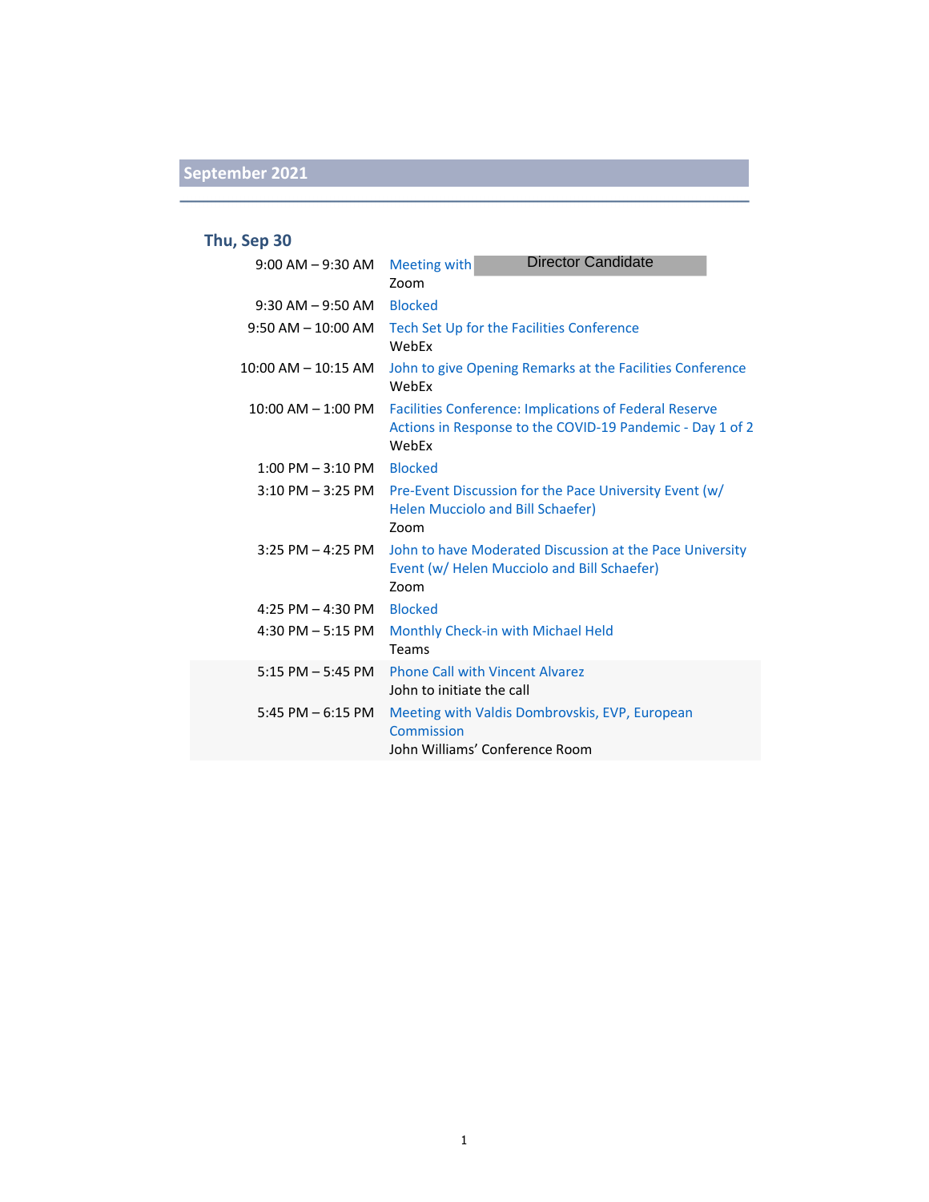## September 2021

### Thu, Sep 30

| | |
|---|---|
| 9:00 AM – 9:30 AM | Meeting with Director Candidate<br>Zoom |
| 9:30 AM – 9:50 AM | Blocked |
| 9:50 AM – 10:00 AM | Tech Set Up for the Facilities Conference<br>WebEx |
| 10:00 AM – 10:15 AM | John to give Opening Remarks at the Facilities Conference<br>WebEx |
| 10:00 AM – 1:00 PM | Facilities Conference: Implications of Federal Reserve Actions in Response to the COVID-19 Pandemic - Day 1 of 2<br>WebEx |
| 1:00 PM – 3:10 PM | Blocked |
| 3:10 PM – 3:25 PM | Pre-Event Discussion for the Pace University Event (w/ Helen Mucciolo and Bill Schaefer)<br>Zoom |
| 3:25 PM – 4:25 PM | John to have Moderated Discussion at the Pace University Event (w/ Helen Mucciolo and Bill Schaefer)<br>Zoom |
| 4:25 PM – 4:30 PM | Blocked |
| 4:30 PM – 5:15 PM | Monthly Check-in with Michael Held<br>Teams |
| 5:15 PM – 5:45 PM | Phone Call with Vincent Alvarez<br>John to initiate the call |
| 5:45 PM – 6:15 PM | Meeting with Valdis Dombrovskis, EVP, European Commission<br>John Williams' Conference Room |